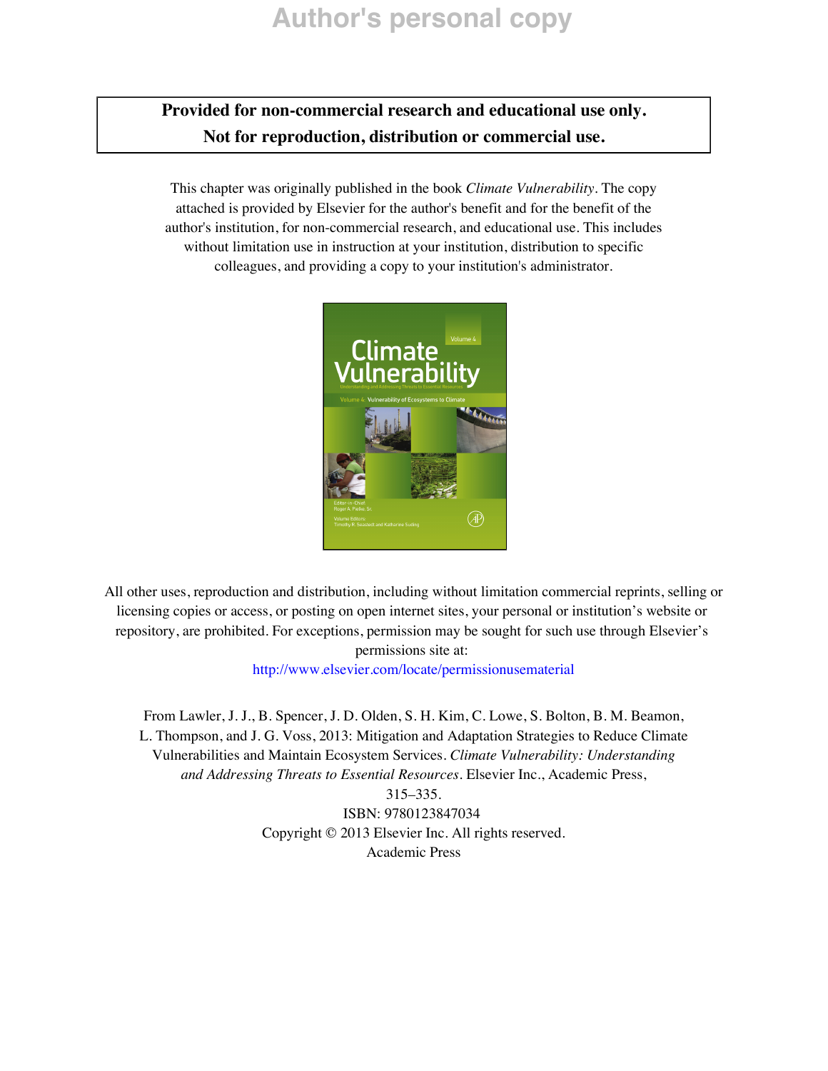# Author's personal copy

**Provided for non-commercial research and educational use only.**
**Not for reproduction, distribution or commercial use.**

This chapter was originally published in the book *Climate Vulnerability*. The copy attached is provided by Elsevier for the author's benefit and for the benefit of the author's institution, for non-commercial research, and educational use. This includes without limitation use in instruction at your institution, distribution to specific colleagues, and providing a copy to your institution's administrator.

All other uses, reproduction and distribution, including without limitation commercial reprints, selling or licensing copies or access, or posting on open internet sites, your personal or institution's website or repository, are prohibited. For exceptions, permission may be sought for such use through Elsevier's permissions site at:

http://www.elsevier.com/locate/permissionusematerial

From Lawler, J. J., B. Spencer, J. D. Olden, S. H. Kim, C. Lowe, S. Bolton, B. M. Beamon, L. Thompson, and J. G. Voss, 2013: Mitigation and Adaptation Strategies to Reduce Climate Vulnerabilities and Maintain Ecosystem Services. *Climate Vulnerability: Understanding and Addressing Threats to Essential Resources*. Elsevier Inc., Academic Press, 315–335.

ISBN: 9780123847034

Copyright © 2013 Elsevier Inc. All rights reserved.

Academic Press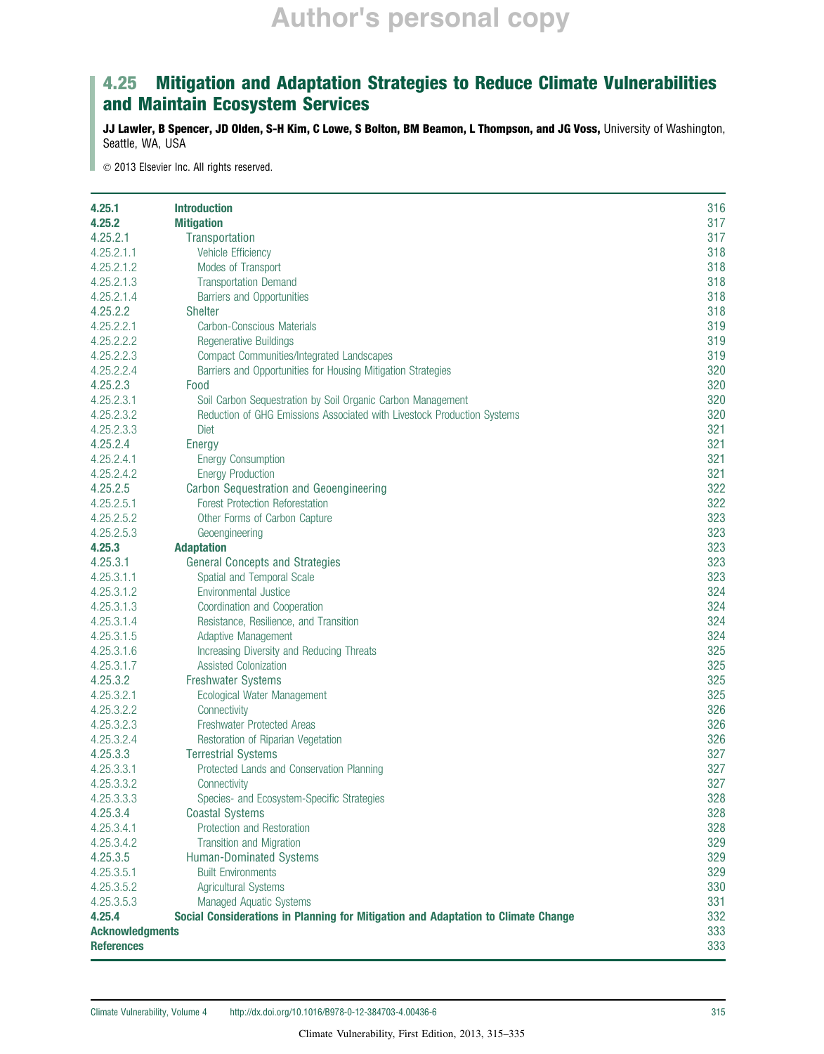# 4.25 Mitigation and Adaptation Strategies to Reduce Climate Vulnerabilities and Maintain Ecosystem Services

**JJ Lawler, B Spencer, JD Olden, S-H Kim, C Lowe, S Bolton, BM Beamon, L Thompson, and JG Voss,** University of Washington, Seattle, WA, USA

© 2013 Elsevier Inc. All rights reserved.

| | | |
|---|---|---|
| **4.25.1** | **Introduction** | 316 |
| **4.25.2** | **Mitigation** | 317 |
| 4.25.2.1 | Transportation | 317 |
| 4.25.2.1.1 | Vehicle Efficiency | 318 |
| 4.25.2.1.2 | Modes of Transport | 318 |
| 4.25.2.1.3 | Transportation Demand | 318 |
| 4.25.2.1.4 | Barriers and Opportunities | 318 |
| 4.25.2.2 | Shelter | 318 |
| 4.25.2.2.1 | Carbon-Conscious Materials | 319 |
| 4.25.2.2.2 | Regenerative Buildings | 319 |
| 4.25.2.2.3 | Compact Communities/Integrated Landscapes | 319 |
| 4.25.2.2.4 | Barriers and Opportunities for Housing Mitigation Strategies | 320 |
| 4.25.2.3 | Food | 320 |
| 4.25.2.3.1 | Soil Carbon Sequestration by Soil Organic Carbon Management | 320 |
| 4.25.2.3.2 | Reduction of GHG Emissions Associated with Livestock Production Systems | 320 |
| 4.25.2.3.3 | Diet | 321 |
| 4.25.2.4 | Energy | 321 |
| 4.25.2.4.1 | Energy Consumption | 321 |
| 4.25.2.4.2 | Energy Production | 321 |
| 4.25.2.5 | Carbon Sequestration and Geoengineering | 322 |
| 4.25.2.5.1 | Forest Protection Reforestation | 322 |
| 4.25.2.5.2 | Other Forms of Carbon Capture | 323 |
| 4.25.2.5.3 | Geoengineering | 323 |
| **4.25.3** | **Adaptation** | 323 |
| 4.25.3.1 | General Concepts and Strategies | 323 |
| 4.25.3.1.1 | Spatial and Temporal Scale | 323 |
| 4.25.3.1.2 | Environmental Justice | 324 |
| 4.25.3.1.3 | Coordination and Cooperation | 324 |
| 4.25.3.1.4 | Resistance, Resilience, and Transition | 324 |
| 4.25.3.1.5 | Adaptive Management | 324 |
| 4.25.3.1.6 | Increasing Diversity and Reducing Threats | 325 |
| 4.25.3.1.7 | Assisted Colonization | 325 |
| 4.25.3.2 | Freshwater Systems | 325 |
| 4.25.3.2.1 | Ecological Water Management | 325 |
| 4.25.3.2.2 | Connectivity | 326 |
| 4.25.3.2.3 | Freshwater Protected Areas | 326 |
| 4.25.3.2.4 | Restoration of Riparian Vegetation | 326 |
| 4.25.3.3 | Terrestrial Systems | 327 |
| 4.25.3.3.1 | Protected Lands and Conservation Planning | 327 |
| 4.25.3.3.2 | Connectivity | 327 |
| 4.25.3.3.3 | Species- and Ecosystem-Specific Strategies | 328 |
| 4.25.3.4 | Coastal Systems | 328 |
| 4.25.3.4.1 | Protection and Restoration | 328 |
| 4.25.3.4.2 | Transition and Migration | 329 |
| 4.25.3.5 | Human-Dominated Systems | 329 |
| 4.25.3.5.1 | Built Environments | 329 |
| 4.25.3.5.2 | Agricultural Systems | 330 |
| 4.25.3.5.3 | Managed Aquatic Systems | 331 |
| **4.25.4** | **Social Considerations in Planning for Mitigation and Adaptation to Climate Change** | 332 |
| **Acknowledgments** | | 333 |
| **References** | | 333 |

Climate Vulnerability, Volume 4 http://dx.doi.org/10.1016/B978-0-12-384703-4.00436-6

Climate Vulnerability, First Edition, 2013, 315–335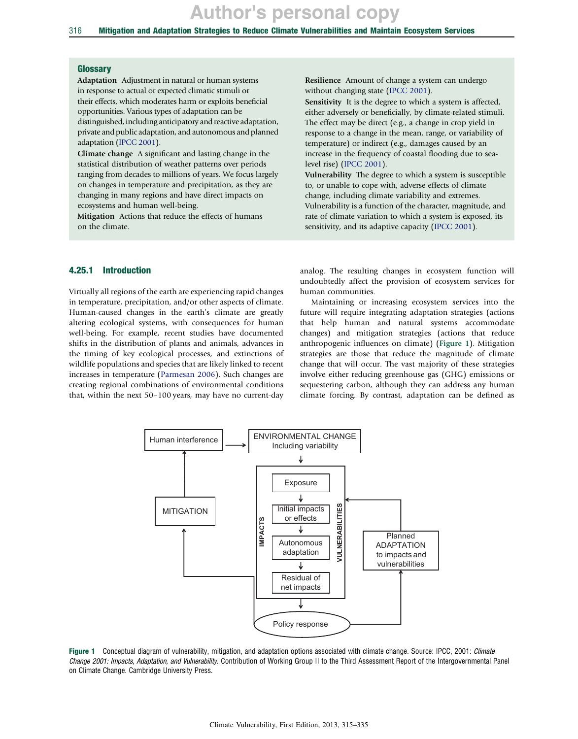## Glossary

**Adaptation** Adjustment in natural or human systems in response to actual or expected climatic stimuli or their effects, which moderates harm or exploits beneficial opportunities. Various types of adaptation can be distinguished, including anticipatory and reactive adaptation, private and public adaptation, and autonomous and planned adaptation (IPCC 2001).

**Climate change** A significant and lasting change in the statistical distribution of weather patterns over periods ranging from decades to millions of years. We focus largely on changes in temperature and precipitation, as they are changing in many regions and have direct impacts on ecosystems and human well-being.

**Mitigation** Actions that reduce the effects of humans on the climate.

**Resilience** Amount of change a system can undergo without changing state (IPCC 2001).

**Sensitivity** It is the degree to which a system is affected, either adversely or beneficially, by climate-related stimuli. The effect may be direct (e.g., a change in crop yield in response to a change in the mean, range, or variability of temperature) or indirect (e.g., damages caused by an increase in the frequency of coastal flooding due to sea-level rise) (IPCC 2001).

**Vulnerability** The degree to which a system is susceptible to, or unable to cope with, adverse effects of climate change, including climate variability and extremes. Vulnerability is a function of the character, magnitude, and rate of climate variation to which a system is exposed, its sensitivity, and its adaptive capacity (IPCC 2001).

## 4.25.1 Introduction

Virtually all regions of the earth are experiencing rapid changes in temperature, precipitation, and/or other aspects of climate. Human-caused changes in the earth's climate are greatly altering ecological systems, with consequences for human well-being. For example, recent studies have documented shifts in the distribution of plants and animals, advances in the timing of key ecological processes, and extinctions of wildlife populations and species that are likely linked to recent increases in temperature (Parmesan 2006). Such changes are creating regional combinations of environmental conditions that, within the next 50–100 years, may have no current-day analog. The resulting changes in ecosystem function will undoubtedly affect the provision of ecosystem services for human communities.

Maintaining or increasing ecosystem services into the future will require integrating adaptation strategies (actions that help human and natural systems accommodate changes) and mitigation strategies (actions that reduce anthropogenic influences on climate) (Figure 1). Mitigation strategies are those that reduce the magnitude of climate change that will occur. The vast majority of these strategies involve either reducing greenhouse gas (GHG) emissions or sequestering carbon, although they can address any human climate forcing. By contrast, adaptation can be defined as

**Figure 1** Conceptual diagram of vulnerability, mitigation, and adaptation options associated with climate change. Source: IPCC, 2001: *Climate Change 2001: Impacts, Adaptation, and Vulnerability*. Contribution of Working Group II to the Third Assessment Report of the Intergovernmental Panel on Climate Change. Cambridge University Press.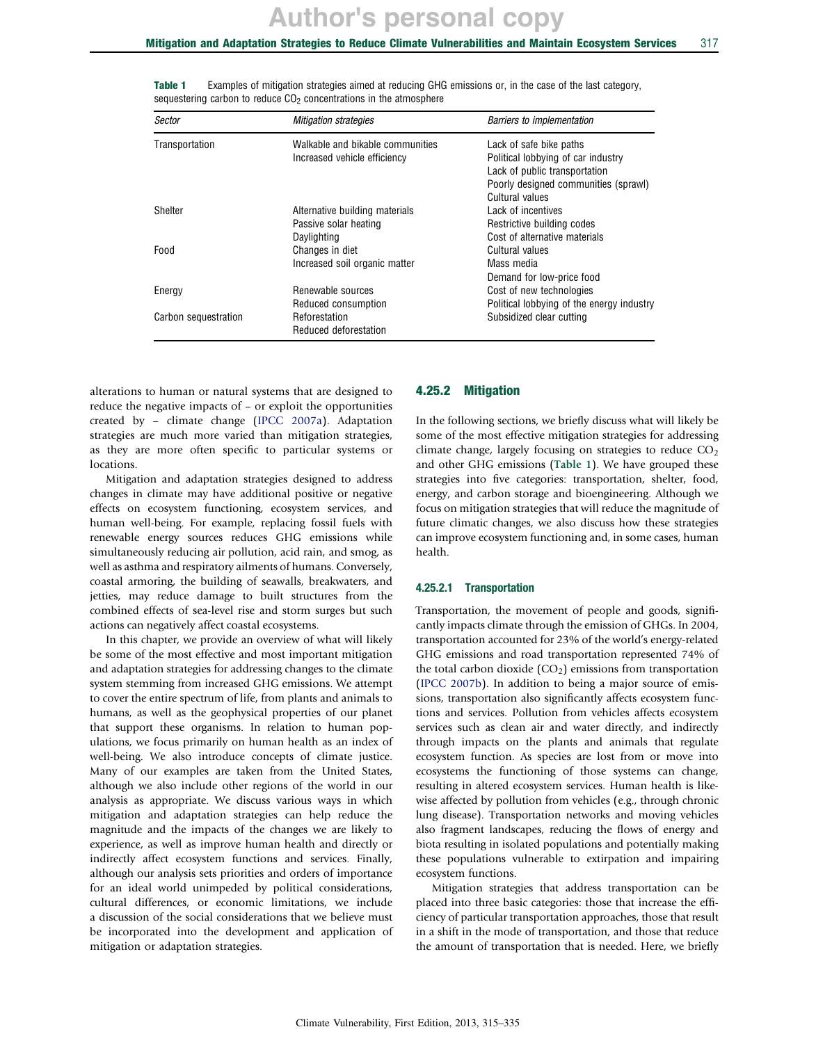**Table 1** Examples of mitigation strategies aimed at reducing GHG emissions or, in the case of the last category, sequestering carbon to reduce $CO_2$ concentrations in the atmosphere

| *Sector* | *Mitigation strategies* | *Barriers to implementation* |
|---|---|---|
| Transportation | Walkable and bikable communities<br>Increased vehicle efficiency | Lack of safe bike paths<br>Political lobbying of car industry<br>Lack of public transportation<br>Poorly designed communities (sprawl)<br>Cultural values |
| Shelter | Alternative building materials<br>Passive solar heating<br>Daylighting | Lack of incentives<br>Restrictive building codes<br>Cost of alternative materials |
| Food | Changes in diet<br>Increased soil organic matter | Cultural values<br>Mass media<br>Demand for low-price food |
| Energy | Renewable sources<br>Reduced consumption | Cost of new technologies<br>Political lobbying of the energy industry |
| Carbon sequestration | Reforestation<br>Reduced deforestation | Subsidized clear cutting |

alterations to human or natural systems that are designed to reduce the negative impacts of – or exploit the opportunities created by – climate change (IPCC 2007a). Adaptation strategies are much more varied than mitigation strategies, as they are more often specific to particular systems or locations.

Mitigation and adaptation strategies designed to address changes in climate may have additional positive or negative effects on ecosystem functioning, ecosystem services, and human well-being. For example, replacing fossil fuels with renewable energy sources reduces GHG emissions while simultaneously reducing air pollution, acid rain, and smog, as well as asthma and respiratory ailments of humans. Conversely, coastal armoring, the building of seawalls, breakwaters, and jetties, may reduce damage to built structures from the combined effects of sea-level rise and storm surges but such actions can negatively affect coastal ecosystems.

In this chapter, we provide an overview of what will likely be some of the most effective and most important mitigation and adaptation strategies for addressing changes to the climate system stemming from increased GHG emissions. We attempt to cover the entire spectrum of life, from plants and animals to humans, as well as the geophysical properties of our planet that support these organisms. In relation to human populations, we focus primarily on human health as an index of well-being. We also introduce concepts of climate justice. Many of our examples are taken from the United States, although we also include other regions of the world in our analysis as appropriate. We discuss various ways in which mitigation and adaptation strategies can help reduce the magnitude and the impacts of the changes we are likely to experience, as well as improve human health and directly or indirectly affect ecosystem functions and services. Finally, although our analysis sets priorities and orders of importance for an ideal world unimpeded by political considerations, cultural differences, or economic limitations, we include a discussion of the social considerations that we believe must be incorporated into the development and application of mitigation or adaptation strategies.

## 4.25.2 Mitigation

In the following sections, we briefly discuss what will likely be some of the most effective mitigation strategies for addressing climate change, largely focusing on strategies to reduce $CO_2$ and other GHG emissions (Table 1). We have grouped these strategies into five categories: transportation, shelter, food, energy, and carbon storage and bioengineering. Although we focus on mitigation strategies that will reduce the magnitude of future climatic changes, we also discuss how these strategies can improve ecosystem functioning and, in some cases, human health.

### 4.25.2.1 Transportation

Transportation, the movement of people and goods, significantly impacts climate through the emission of GHGs. In 2004, transportation accounted for 23% of the world's energy-related GHG emissions and road transportation represented 74% of the total carbon dioxide ($CO_2$) emissions from transportation (IPCC 2007b). In addition to being a major source of emissions, transportation also significantly affects ecosystem functions and services. Pollution from vehicles affects ecosystem services such as clean air and water directly, and indirectly through impacts on the plants and animals that regulate ecosystem function. As species are lost from or move into ecosystems the functioning of those systems can change, resulting in altered ecosystem services. Human health is likewise affected by pollution from vehicles (e.g., through chronic lung disease). Transportation networks and moving vehicles also fragment landscapes, reducing the flows of energy and biota resulting in isolated populations and potentially making these populations vulnerable to extirpation and impairing ecosystem functions.

Mitigation strategies that address transportation can be placed into three basic categories: those that increase the efficiency of particular transportation approaches, those that result in a shift in the mode of transportation, and those that reduce the amount of transportation that is needed. Here, we briefly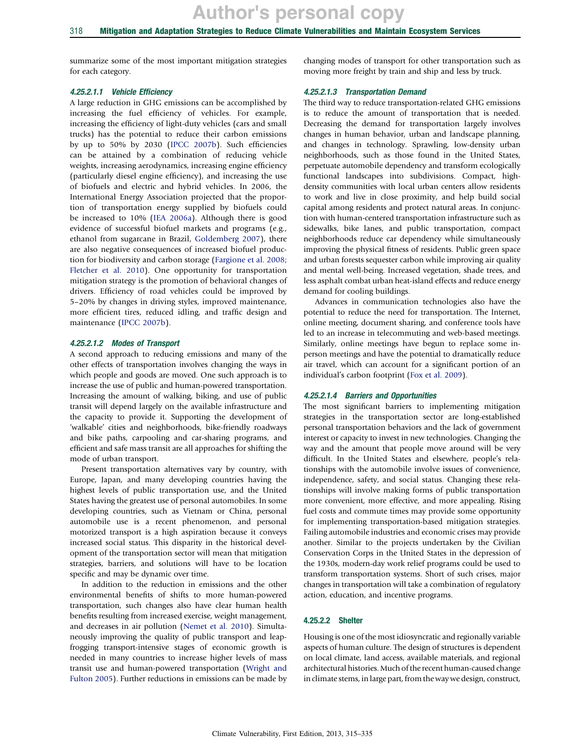summarize some of the most important mitigation strategies for each category.

#### 4.25.2.1.1 Vehicle Efficiency

A large reduction in GHG emissions can be accomplished by increasing the fuel efficiency of vehicles. For example, increasing the efficiency of light-duty vehicles (cars and small trucks) has the potential to reduce their carbon emissions by up to 50% by 2030 (IPCC 2007b). Such efficiencies can be attained by a combination of reducing vehicle weights, increasing aerodynamics, increasing engine efficiency (particularly diesel engine efficiency), and increasing the use of biofuels and electric and hybrid vehicles. In 2006, the International Energy Association projected that the proportion of transportation energy supplied by biofuels could be increased to 10% (IEA 2006a). Although there is good evidence of successful biofuel markets and programs (e.g., ethanol from sugarcane in Brazil, Goldemberg 2007), there are also negative consequences of increased biofuel production for biodiversity and carbon storage (Fargione et al. 2008; Fletcher et al. 2010). One opportunity for transportation mitigation strategy is the promotion of behavioral changes of drivers. Efficiency of road vehicles could be improved by 5–20% by changes in driving styles, improved maintenance, more efficient tires, reduced idling, and traffic design and maintenance (IPCC 2007b).

#### 4.25.2.1.2 Modes of Transport

A second approach to reducing emissions and many of the other effects of transportation involves changing the ways in which people and goods are moved. One such approach is to increase the use of public and human-powered transportation. Increasing the amount of walking, biking, and use of public transit will depend largely on the available infrastructure and the capacity to provide it. Supporting the development of 'walkable' cities and neighborhoods, bike-friendly roadways and bike paths, carpooling and car-sharing programs, and efficient and safe mass transit are all approaches for shifting the mode of urban transport.

Present transportation alternatives vary by country, with Europe, Japan, and many developing countries having the highest levels of public transportation use, and the United States having the greatest use of personal automobiles. In some developing countries, such as Vietnam or China, personal automobile use is a recent phenomenon, and personal motorized transport is a high aspiration because it conveys increased social status. This disparity in the historical development of the transportation sector will mean that mitigation strategies, barriers, and solutions will have to be location specific and may be dynamic over time.

In addition to the reduction in emissions and the other environmental benefits of shifts to more human-powered transportation, such changes also have clear human health benefits resulting from increased exercise, weight management, and decreases in air pollution (Nemet et al. 2010). Simultaneously improving the quality of public transport and leapfrogging transport-intensive stages of economic growth is needed in many countries to increase higher levels of mass transit use and human-powered transportation (Wright and Fulton 2005). Further reductions in emissions can be made by changing modes of transport for other transportation such as moving more freight by train and ship and less by truck.

#### 4.25.2.1.3 Transportation Demand

The third way to reduce transportation-related GHG emissions is to reduce the amount of transportation that is needed. Decreasing the demand for transportation largely involves changes in human behavior, urban and landscape planning, and changes in technology. Sprawling, low-density urban neighborhoods, such as those found in the United States, perpetuate automobile dependency and transform ecologically functional landscapes into subdivisions. Compact, high-density communities with local urban centers allow residents to work and live in close proximity, and help build social capital among residents and protect natural areas. In conjunction with human-centered transportation infrastructure such as sidewalks, bike lanes, and public transportation, compact neighborhoods reduce car dependency while simultaneously improving the physical fitness of residents. Public green space and urban forests sequester carbon while improving air quality and mental well-being. Increased vegetation, shade trees, and less asphalt combat urban heat-island effects and reduce energy demand for cooling buildings.

Advances in communication technologies also have the potential to reduce the need for transportation. The Internet, online meeting, document sharing, and conference tools have led to an increase in telecommuting and web-based meetings. Similarly, online meetings have begun to replace some in-person meetings and have the potential to dramatically reduce air travel, which can account for a significant portion of an individual's carbon footprint (Fox et al. 2009).

#### 4.25.2.1.4 Barriers and Opportunities

The most significant barriers to implementing mitigation strategies in the transportation sector are long-established personal transportation behaviors and the lack of government interest or capacity to invest in new technologies. Changing the way and the amount that people move around will be very difficult. In the United States and elsewhere, people's relationships with the automobile involve issues of convenience, independence, safety, and social status. Changing these relationships will involve making forms of public transportation more convenient, more effective, and more appealing. Rising fuel costs and commute times may provide some opportunity for implementing transportation-based mitigation strategies. Failing automobile industries and economic crises may provide another. Similar to the projects undertaken by the Civilian Conservation Corps in the United States in the depression of the 1930s, modern-day work relief programs could be used to transform transportation systems. Short of such crises, major changes in transportation will take a combination of regulatory action, education, and incentive programs.

### 4.25.2.2 Shelter

Housing is one of the most idiosyncratic and regionally variable aspects of human culture. The design of structures is dependent on local climate, land access, available materials, and regional architectural histories. Much of the recent human-caused change in climate stems, in large part, from the way we design, construct,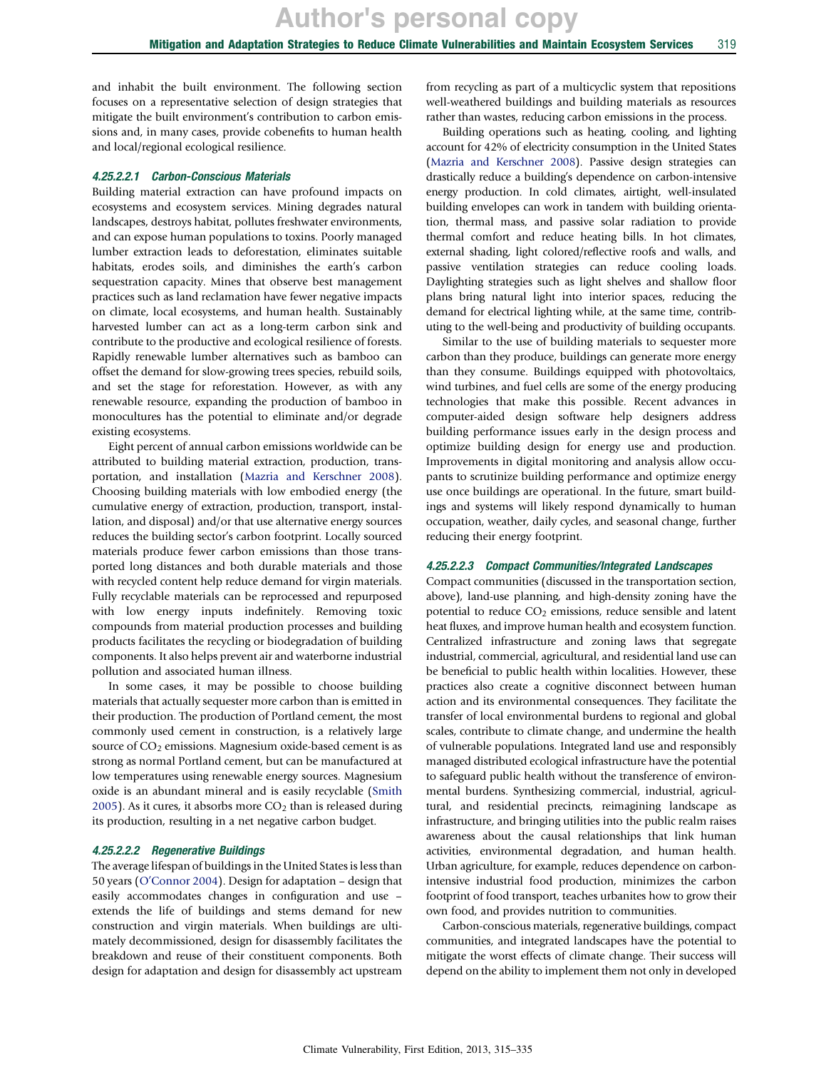and inhabit the built environment. The following section focuses on a representative selection of design strategies that mitigate the built environment's contribution to carbon emissions and, in many cases, provide cobenefits to human health and local/regional ecological resilience.

#### 4.25.2.2.1 Carbon-Conscious Materials

Building material extraction can have profound impacts on ecosystems and ecosystem services. Mining degrades natural landscapes, destroys habitat, pollutes freshwater environments, and can expose human populations to toxins. Poorly managed lumber extraction leads to deforestation, eliminates suitable habitats, erodes soils, and diminishes the earth's carbon sequestration capacity. Mines that observe best management practices such as land reclamation have fewer negative impacts on climate, local ecosystems, and human health. Sustainably harvested lumber can act as a long-term carbon sink and contribute to the productive and ecological resilience of forests. Rapidly renewable lumber alternatives such as bamboo can offset the demand for slow-growing trees species, rebuild soils, and set the stage for reforestation. However, as with any renewable resource, expanding the production of bamboo in monocultures has the potential to eliminate and/or degrade existing ecosystems.

Eight percent of annual carbon emissions worldwide can be attributed to building material extraction, production, transportation, and installation (Mazria and Kerschner 2008). Choosing building materials with low embodied energy (the cumulative energy of extraction, production, transport, installation, and disposal) and/or that use alternative energy sources reduces the building sector's carbon footprint. Locally sourced materials produce fewer carbon emissions than those transported long distances and both durable materials and those with recycled content help reduce demand for virgin materials. Fully recyclable materials can be reprocessed and repurposed with low energy inputs indefinitely. Removing toxic compounds from material production processes and building products facilitates the recycling or biodegradation of building components. It also helps prevent air and waterborne industrial pollution and associated human illness.

In some cases, it may be possible to choose building materials that actually sequester more carbon than is emitted in their production. The production of Portland cement, the most commonly used cement in construction, is a relatively large source of $CO_2$ emissions. Magnesium oxide-based cement is as strong as normal Portland cement, but can be manufactured at low temperatures using renewable energy sources. Magnesium oxide is an abundant mineral and is easily recyclable (Smith 2005). As it cures, it absorbs more $CO_2$ than is released during its production, resulting in a net negative carbon budget.

#### 4.25.2.2.2 Regenerative Buildings

The average lifespan of buildings in the United States is less than 50 years (O'Connor 2004). Design for adaptation – design that easily accommodates changes in configuration and use – extends the life of buildings and stems demand for new construction and virgin materials. When buildings are ultimately decommissioned, design for disassembly facilitates the breakdown and reuse of their constituent components. Both design for adaptation and design for disassembly act upstream from recycling as part of a multicyclic system that repositions well-weathered buildings and building materials as resources rather than wastes, reducing carbon emissions in the process.

Building operations such as heating, cooling, and lighting account for 42% of electricity consumption in the United States (Mazria and Kerschner 2008). Passive design strategies can drastically reduce a building's dependence on carbon-intensive energy production. In cold climates, airtight, well-insulated building envelopes can work in tandem with building orientation, thermal mass, and passive solar radiation to provide thermal comfort and reduce heating bills. In hot climates, external shading, light colored/reflective roofs and walls, and passive ventilation strategies can reduce cooling loads. Daylighting strategies such as light shelves and shallow floor plans bring natural light into interior spaces, reducing the demand for electrical lighting while, at the same time, contributing to the well-being and productivity of building occupants.

Similar to the use of building materials to sequester more carbon than they produce, buildings can generate more energy than they consume. Buildings equipped with photovoltaics, wind turbines, and fuel cells are some of the energy producing technologies that make this possible. Recent advances in computer-aided design software help designers address building performance issues early in the design process and optimize building design for energy use and production. Improvements in digital monitoring and analysis allow occupants to scrutinize building performance and optimize energy use once buildings are operational. In the future, smart buildings and systems will likely respond dynamically to human occupation, weather, daily cycles, and seasonal change, further reducing their energy footprint.

#### 4.25.2.2.3 Compact Communities/Integrated Landscapes

Compact communities (discussed in the transportation section, above), land-use planning, and high-density zoning have the potential to reduce $CO_2$ emissions, reduce sensible and latent heat fluxes, and improve human health and ecosystem function. Centralized infrastructure and zoning laws that segregate industrial, commercial, agricultural, and residential land use can be beneficial to public health within localities. However, these practices also create a cognitive disconnect between human action and its environmental consequences. They facilitate the transfer of local environmental burdens to regional and global scales, contribute to climate change, and undermine the health of vulnerable populations. Integrated land use and responsibly managed distributed ecological infrastructure have the potential to safeguard public health without the transference of environmental burdens. Synthesizing commercial, industrial, agricultural, and residential precincts, reimagining landscape as infrastructure, and bringing utilities into the public realm raises awareness about the causal relationships that link human activities, environmental degradation, and human health. Urban agriculture, for example, reduces dependence on carbon-intensive industrial food production, minimizes the carbon footprint of food transport, teaches urbanites how to grow their own food, and provides nutrition to communities.

Carbon-conscious materials, regenerative buildings, compact communities, and integrated landscapes have the potential to mitigate the worst effects of climate change. Their success will depend on the ability to implement them not only in developed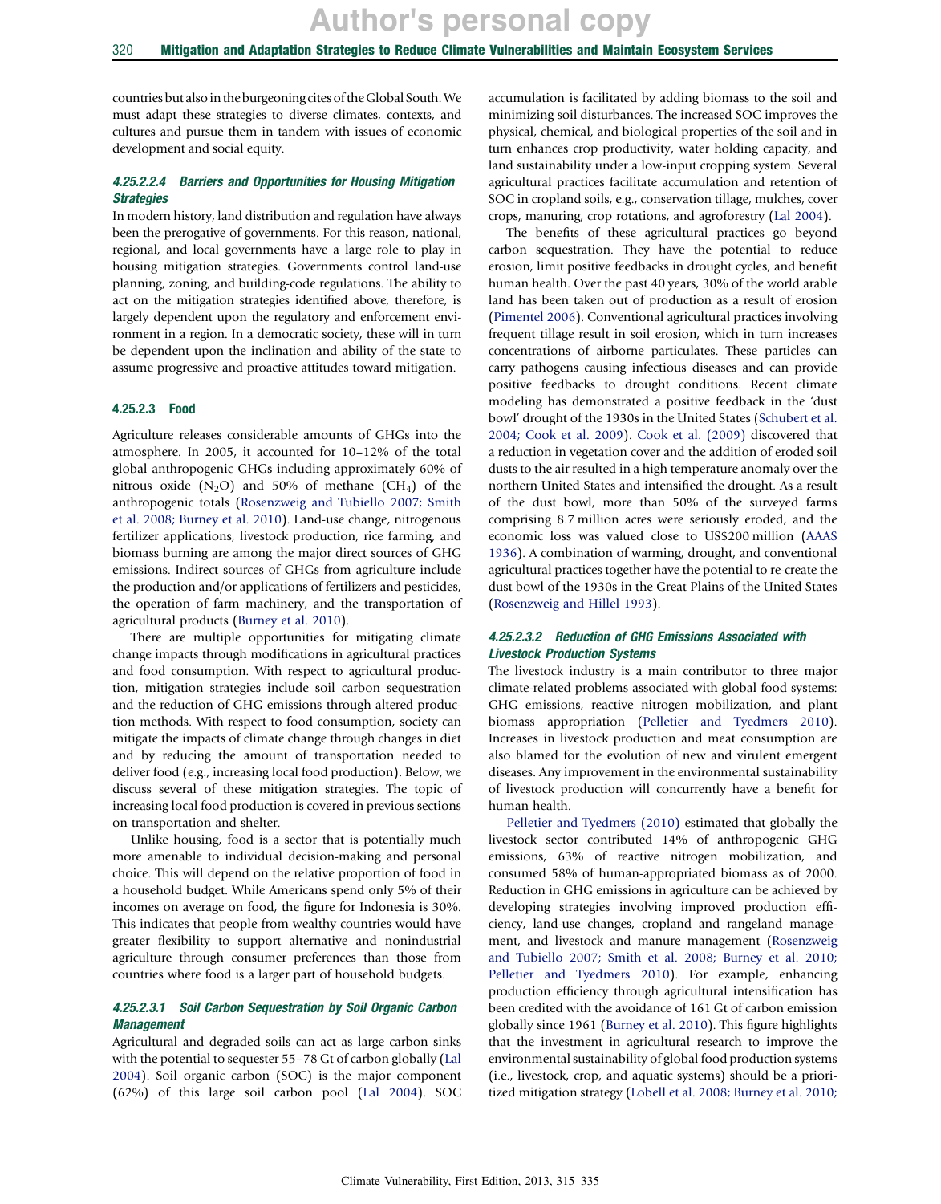countries but also in the burgeoning cites of the Global South. We must adapt these strategies to diverse climates, contexts, and cultures and pursue them in tandem with issues of economic development and social equity.

#### 4.25.2.2.4 Barriers and Opportunities for Housing Mitigation Strategies

In modern history, land distribution and regulation have always been the prerogative of governments. For this reason, national, regional, and local governments have a large role to play in housing mitigation strategies. Governments control land-use planning, zoning, and building-code regulations. The ability to act on the mitigation strategies identified above, therefore, is largely dependent upon the regulatory and enforcement environment in a region. In a democratic society, these will in turn be dependent upon the inclination and ability of the state to assume progressive and proactive attitudes toward mitigation.

### 4.25.2.3 Food

Agriculture releases considerable amounts of GHGs into the atmosphere. In 2005, it accounted for 10–12% of the total global anthropogenic GHGs including approximately 60% of nitrous oxide ($N_2O$) and 50% of methane ($CH_4$) of the anthropogenic totals (Rosenzweig and Tubiello 2007; Smith et al. 2008; Burney et al. 2010). Land-use change, nitrogenous fertilizer applications, livestock production, rice farming, and biomass burning are among the major direct sources of GHG emissions. Indirect sources of GHGs from agriculture include the production and/or applications of fertilizers and pesticides, the operation of farm machinery, and the transportation of agricultural products (Burney et al. 2010).

There are multiple opportunities for mitigating climate change impacts through modifications in agricultural practices and food consumption. With respect to agricultural production, mitigation strategies include soil carbon sequestration and the reduction of GHG emissions through altered production methods. With respect to food consumption, society can mitigate the impacts of climate change through changes in diet and by reducing the amount of transportation needed to deliver food (e.g., increasing local food production). Below, we discuss several of these mitigation strategies. The topic of increasing local food production is covered in previous sections on transportation and shelter.

Unlike housing, food is a sector that is potentially much more amenable to individual decision-making and personal choice. This will depend on the relative proportion of food in a household budget. While Americans spend only 5% of their incomes on average on food, the figure for Indonesia is 30%. This indicates that people from wealthy countries would have greater flexibility to support alternative and nonindustrial agriculture through consumer preferences than those from countries where food is a larger part of household budgets.

#### 4.25.2.3.1 Soil Carbon Sequestration by Soil Organic Carbon Management

Agricultural and degraded soils can act as large carbon sinks with the potential to sequester 55–78 Gt of carbon globally (Lal 2004). Soil organic carbon (SOC) is the major component (62%) of this large soil carbon pool (Lal 2004). SOC accumulation is facilitated by adding biomass to the soil and minimizing soil disturbances. The increased SOC improves the physical, chemical, and biological properties of the soil and in turn enhances crop productivity, water holding capacity, and land sustainability under a low-input cropping system. Several agricultural practices facilitate accumulation and retention of SOC in cropland soils, e.g., conservation tillage, mulches, cover crops, manuring, crop rotations, and agroforestry (Lal 2004).

The benefits of these agricultural practices go beyond carbon sequestration. They have the potential to reduce erosion, limit positive feedbacks in drought cycles, and benefit human health. Over the past 40 years, 30% of the world arable land has been taken out of production as a result of erosion (Pimentel 2006). Conventional agricultural practices involving frequent tillage result in soil erosion, which in turn increases concentrations of airborne particulates. These particles can carry pathogens causing infectious diseases and can provide positive feedbacks to drought conditions. Recent climate modeling has demonstrated a positive feedback in the 'dust bowl' drought of the 1930s in the United States (Schubert et al. 2004; Cook et al. 2009). Cook et al. (2009) discovered that a reduction in vegetation cover and the addition of eroded soil dusts to the air resulted in a high temperature anomaly over the northern United States and intensified the drought. As a result of the dust bowl, more than 50% of the surveyed farms comprising 8.7 million acres were seriously eroded, and the economic loss was valued close to US$200 million (AAAS 1936). A combination of warming, drought, and conventional agricultural practices together have the potential to re-create the dust bowl of the 1930s in the Great Plains of the United States (Rosenzweig and Hillel 1993).

#### 4.25.2.3.2 Reduction of GHG Emissions Associated with Livestock Production Systems

The livestock industry is a main contributor to three major climate-related problems associated with global food systems: GHG emissions, reactive nitrogen mobilization, and plant biomass appropriation (Pelletier and Tyedmers 2010). Increases in livestock production and meat consumption are also blamed for the evolution of new and virulent emergent diseases. Any improvement in the environmental sustainability of livestock production will concurrently have a benefit for human health.

Pelletier and Tyedmers (2010) estimated that globally the livestock sector contributed 14% of anthropogenic GHG emissions, 63% of reactive nitrogen mobilization, and consumed 58% of human-appropriated biomass as of 2000. Reduction in GHG emissions in agriculture can be achieved by developing strategies involving improved production efficiency, land-use changes, cropland and rangeland management, and livestock and manure management (Rosenzweig and Tubiello 2007; Smith et al. 2008; Burney et al. 2010; Pelletier and Tyedmers 2010). For example, enhancing production efficiency through agricultural intensification has been credited with the avoidance of 161 Gt of carbon emission globally since 1961 (Burney et al. 2010). This figure highlights that the investment in agricultural research to improve the environmental sustainability of global food production systems (i.e., livestock, crop, and aquatic systems) should be a prioritized mitigation strategy (Lobell et al. 2008; Burney et al. 2010;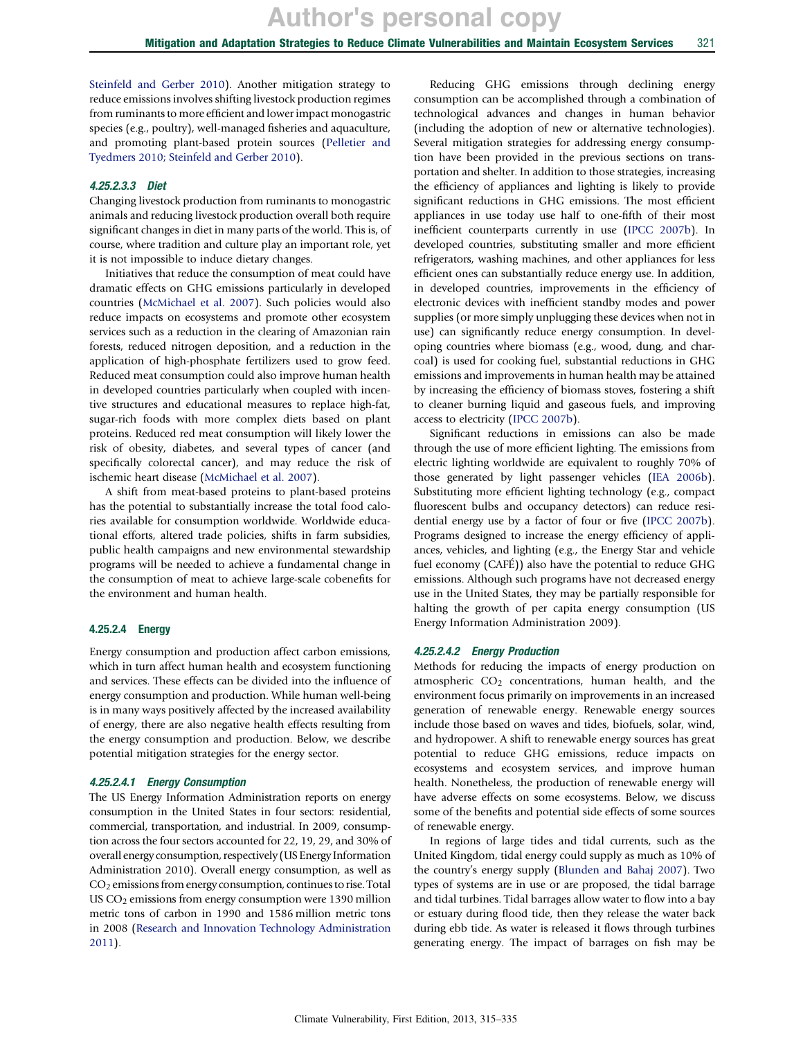Steinfeld and Gerber 2010). Another mitigation strategy to reduce emissions involves shifting livestock production regimes from ruminants to more efficient and lower impact monogastric species (e.g., poultry), well-managed fisheries and aquaculture, and promoting plant-based protein sources (Pelletier and Tyedmers 2010; Steinfeld and Gerber 2010).

#### *4.25.2.3.3 Diet*

Changing livestock production from ruminants to monogastric animals and reducing livestock production overall both require significant changes in diet in many parts of the world. This is, of course, where tradition and culture play an important role, yet it is not impossible to induce dietary changes.

Initiatives that reduce the consumption of meat could have dramatic effects on GHG emissions particularly in developed countries (McMichael et al. 2007). Such policies would also reduce impacts on ecosystems and promote other ecosystem services such as a reduction in the clearing of Amazonian rain forests, reduced nitrogen deposition, and a reduction in the application of high-phosphate fertilizers used to grow feed. Reduced meat consumption could also improve human health in developed countries particularly when coupled with incentive structures and educational measures to replace high-fat, sugar-rich foods with more complex diets based on plant proteins. Reduced red meat consumption will likely lower the risk of obesity, diabetes, and several types of cancer (and specifically colorectal cancer), and may reduce the risk of ischemic heart disease (McMichael et al. 2007).

A shift from meat-based proteins to plant-based proteins has the potential to substantially increase the total food calories available for consumption worldwide. Worldwide educational efforts, altered trade policies, shifts in farm subsidies, public health campaigns and new environmental stewardship programs will be needed to achieve a fundamental change in the consumption of meat to achieve large-scale cobenefits for the environment and human health.

### 4.25.2.4 Energy

Energy consumption and production affect carbon emissions, which in turn affect human health and ecosystem functioning and services. These effects can be divided into the influence of energy consumption and production. While human well-being is in many ways positively affected by the increased availability of energy, there are also negative health effects resulting from the energy consumption and production. Below, we describe potential mitigation strategies for the energy sector.

#### *4.25.2.4.1 Energy Consumption*

The US Energy Information Administration reports on energy consumption in the United States in four sectors: residential, commercial, transportation, and industrial. In 2009, consumption across the four sectors accounted for 22, 19, 29, and 30% of overall energy consumption, respectively (US Energy Information Administration 2010). Overall energy consumption, as well as $CO_2$ emissions from energy consumption, continues to rise. Total US $CO_2$ emissions from energy consumption were 1390 million metric tons of carbon in 1990 and 1586 million metric tons in 2008 (Research and Innovation Technology Administration 2011).

Reducing GHG emissions through declining energy consumption can be accomplished through a combination of technological advances and changes in human behavior (including the adoption of new or alternative technologies). Several mitigation strategies for addressing energy consumption have been provided in the previous sections on transportation and shelter. In addition to those strategies, increasing the efficiency of appliances and lighting is likely to provide significant reductions in GHG emissions. The most efficient appliances in use today use half to one-fifth of their most inefficient counterparts currently in use (IPCC 2007b). In developed countries, substituting smaller and more efficient refrigerators, washing machines, and other appliances for less efficient ones can substantially reduce energy use. In addition, in developed countries, improvements in the efficiency of electronic devices with inefficient standby modes and power supplies (or more simply unplugging these devices when not in use) can significantly reduce energy consumption. In developing countries where biomass (e.g., wood, dung, and charcoal) is used for cooking fuel, substantial reductions in GHG emissions and improvements in human health may be attained by increasing the efficiency of biomass stoves, fostering a shift to cleaner burning liquid and gaseous fuels, and improving access to electricity (IPCC 2007b).

Significant reductions in emissions can also be made through the use of more efficient lighting. The emissions from electric lighting worldwide are equivalent to roughly 70% of those generated by light passenger vehicles (IEA 2006b). Substituting more efficient lighting technology (e.g., compact fluorescent bulbs and occupancy detectors) can reduce residential energy use by a factor of four or five (IPCC 2007b). Programs designed to increase the energy efficiency of appliances, vehicles, and lighting (e.g., the Energy Star and vehicle fuel economy (CAFÉ)) also have the potential to reduce GHG emissions. Although such programs have not decreased energy use in the United States, they may be partially responsible for halting the growth of per capita energy consumption (US Energy Information Administration 2009).

#### *4.25.2.4.2 Energy Production*

Methods for reducing the impacts of energy production on atmospheric $CO_2$ concentrations, human health, and the environment focus primarily on improvements in an increased generation of renewable energy. Renewable energy sources include those based on waves and tides, biofuels, solar, wind, and hydropower. A shift to renewable energy sources has great potential to reduce GHG emissions, reduce impacts on ecosystems and ecosystem services, and improve human health. Nonetheless, the production of renewable energy will have adverse effects on some ecosystems. Below, we discuss some of the benefits and potential side effects of some sources of renewable energy.

In regions of large tides and tidal currents, such as the United Kingdom, tidal energy could supply as much as 10% of the country's energy supply (Blunden and Bahaj 2007). Two types of systems are in use or are proposed, the tidal barrage and tidal turbines. Tidal barrages allow water to flow into a bay or estuary during flood tide, then they release the water back during ebb tide. As water is released it flows through turbines generating energy. The impact of barrages on fish may be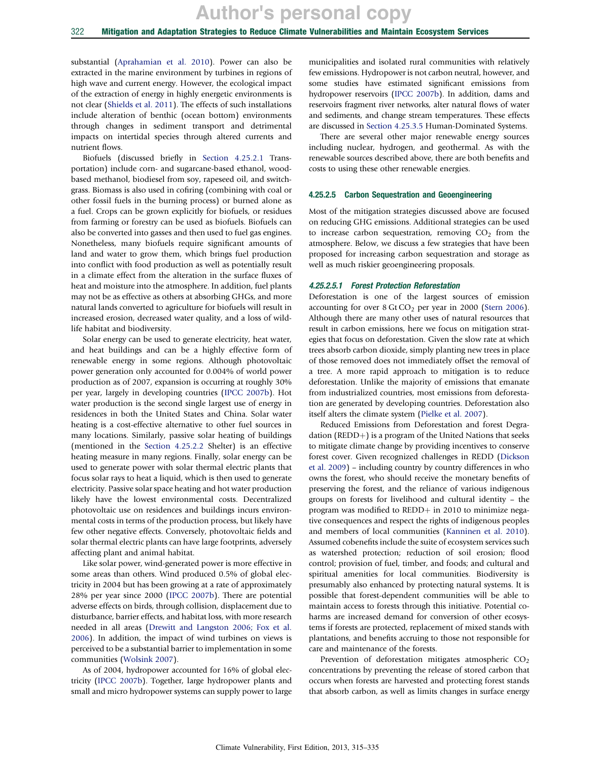substantial (Aprahamian et al. 2010). Power can also be extracted in the marine environment by turbines in regions of high wave and current energy. However, the ecological impact of the extraction of energy in highly energetic environments is not clear (Shields et al. 2011). The effects of such installations include alteration of benthic (ocean bottom) environments through changes in sediment transport and detrimental impacts on intertidal species through altered currents and nutrient flows.

Biofuels (discussed briefly in Section 4.25.2.1 Transportation) include corn- and sugarcane-based ethanol, wood-based methanol, biodiesel from soy, rapeseed oil, and switchgrass. Biomass is also used in cofiring (combining with coal or other fossil fuels in the burning process) or burned alone as a fuel. Crops can be grown explicitly for biofuels, or residues from farming or forestry can be used as biofuels. Biofuels can also be converted into gasses and then used to fuel gas engines. Nonetheless, many biofuels require significant amounts of land and water to grow them, which brings fuel production into conflict with food production as well as potentially result in a climate effect from the alteration in the surface fluxes of heat and moisture into the atmosphere. In addition, fuel plants may not be as effective as others at absorbing GHGs, and more natural lands converted to agriculture for biofuels will result in increased erosion, decreased water quality, and a loss of wildlife habitat and biodiversity.

Solar energy can be used to generate electricity, heat water, and heat buildings and can be a highly effective form of renewable energy in some regions. Although photovoltaic power generation only accounted for 0.004% of world power production as of 2007, expansion is occurring at roughly 30% per year, largely in developing countries (IPCC 2007b). Hot water production is the second single largest use of energy in residences in both the United States and China. Solar water heating is a cost-effective alternative to other fuel sources in many locations. Similarly, passive solar heating of buildings (mentioned in the Section 4.25.2.2 Shelter) is an effective heating measure in many regions. Finally, solar energy can be used to generate power with solar thermal electric plants that focus solar rays to heat a liquid, which is then used to generate electricity. Passive solar space heating and hot water production likely have the lowest environmental costs. Decentralized photovoltaic use on residences and buildings incurs environmental costs in terms of the production process, but likely have few other negative effects. Conversely, photovoltaic fields and solar thermal electric plants can have large footprints, adversely affecting plant and animal habitat.

Like solar power, wind-generated power is more effective in some areas than others. Wind produced 0.5% of global electricity in 2004 but has been growing at a rate of approximately 28% per year since 2000 (IPCC 2007b). There are potential adverse effects on birds, through collision, displacement due to disturbance, barrier effects, and habitat loss, with more research needed in all areas (Drewitt and Langston 2006; Fox et al. 2006). In addition, the impact of wind turbines on views is perceived to be a substantial barrier to implementation in some communities (Wolsink 2007).

As of 2004, hydropower accounted for 16% of global electricity (IPCC 2007b). Together, large hydropower plants and small and micro hydropower systems can supply power to large municipalities and isolated rural communities with relatively few emissions. Hydropower is not carbon neutral, however, and some studies have estimated significant emissions from hydropower reservoirs (IPCC 2007b). In addition, dams and reservoirs fragment river networks, alter natural flows of water and sediments, and change stream temperatures. These effects are discussed in Section 4.25.3.5 Human-Dominated Systems.

There are several other major renewable energy sources including nuclear, hydrogen, and geothermal. As with the renewable sources described above, there are both benefits and costs to using these other renewable energies.

### 4.25.2.5 Carbon Sequestration and Geoengineering

Most of the mitigation strategies discussed above are focused on reducing GHG emissions. Additional strategies can be used to increase carbon sequestration, removing $CO_2$ from the atmosphere. Below, we discuss a few strategies that have been proposed for increasing carbon sequestration and storage as well as much riskier geoengineering proposals.

#### *4.25.2.5.1 Forest Protection Reforestation*

Deforestation is one of the largest sources of emission accounting for over 8 Gt $CO_2$ per year in 2000 (Stern 2006). Although there are many other uses of natural resources that result in carbon emissions, here we focus on mitigation strategies that focus on deforestation. Given the slow rate at which trees absorb carbon dioxide, simply planting new trees in place of those removed does not immediately offset the removal of a tree. A more rapid approach to mitigation is to reduce deforestation. Unlike the majority of emissions that emanate from industrialized countries, most emissions from deforestation are generated by developing countries. Deforestation also itself alters the climate system (Pielke et al. 2007).

Reduced Emissions from Deforestation and forest Degradation (REDD+) is a program of the United Nations that seeks to mitigate climate change by providing incentives to conserve forest cover. Given recognized challenges in REDD (Dickson et al. 2009) – including country by country differences in who owns the forest, who should receive the monetary benefits of preserving the forest, and the reliance of various indigenous groups on forests for livelihood and cultural identity – the program was modified to REDD+ in 2010 to minimize negative consequences and respect the rights of indigenous peoples and members of local communities (Kanninen et al. 2010). Assumed cobenefits include the suite of ecosystem services such as watershed protection; reduction of soil erosion; flood control; provision of fuel, timber, and foods; and cultural and spiritual amenities for local communities. Biodiversity is presumably also enhanced by protecting natural systems. It is possible that forest-dependent communities will be able to maintain access to forests through this initiative. Potential coharms are increased demand for conversion of other ecosystems if forests are protected, replacement of mixed stands with plantations, and benefits accruing to those not responsible for care and maintenance of the forests.

Prevention of deforestation mitigates atmospheric $CO_2$ concentrations by preventing the release of stored carbon that occurs when forests are harvested and protecting forest stands that absorb carbon, as well as limits changes in surface energy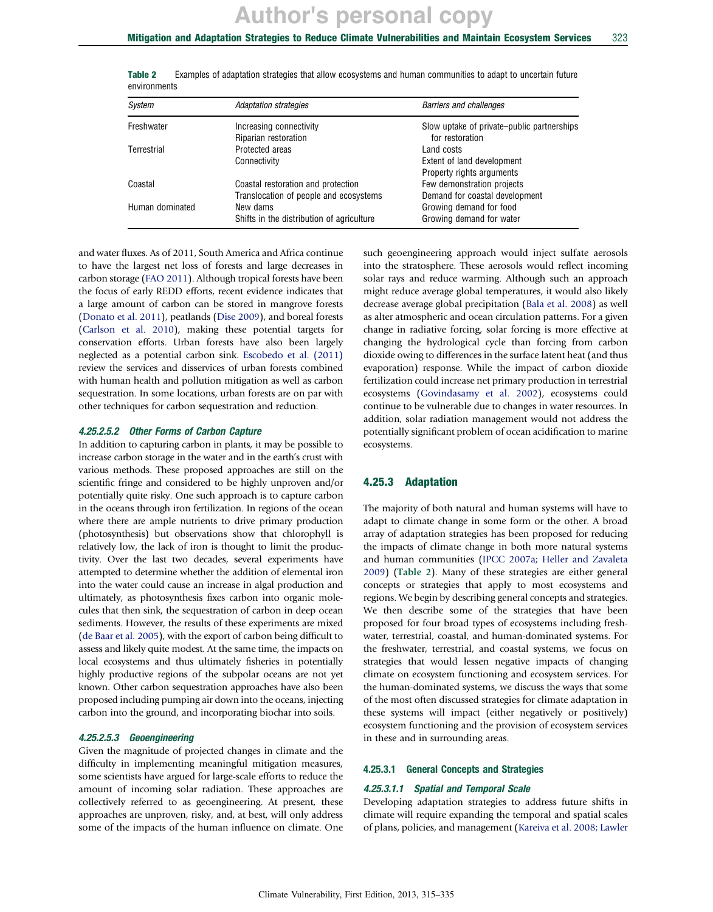Table 2 Examples of adaptation strategies that allow ecosystems and human communities to adapt to uncertain future environments

| System | Adaptation strategies | Barriers and challenges |
|---|---|---|
| Freshwater | Increasing connectivity<br>Riparian restoration | Slow uptake of private–public partnerships for restoration |
| Terrestrial | Protected areas<br>Connectivity | Land costs<br>Extent of land development<br>Property rights arguments |
| Coastal | Coastal restoration and protection<br>Translocation of people and ecosystems | Few demonstration projects<br>Demand for coastal development |
| Human dominated | New dams<br>Shifts in the distribution of agriculture | Growing demand for food<br>Growing demand for water |

and water fluxes. As of 2011, South America and Africa continue to have the largest net loss of forests and large decreases in carbon storage (FAO 2011). Although tropical forests have been the focus of early REDD efforts, recent evidence indicates that a large amount of carbon can be stored in mangrove forests (Donato et al. 2011), peatlands (Dise 2009), and boreal forests (Carlson et al. 2010), making these potential targets for conservation efforts. Urban forests have also been largely neglected as a potential carbon sink. Escobedo et al. (2011) review the services and disservices of urban forests combined with human health and pollution mitigation as well as carbon sequestration. In some locations, urban forests are on par with other techniques for carbon sequestration and reduction.

#### *4.25.2.5.2 Other Forms of Carbon Capture*

In addition to capturing carbon in plants, it may be possible to increase carbon storage in the water and in the earth's crust with various methods. These proposed approaches are still on the scientific fringe and considered to be highly unproven and/or potentially quite risky. One such approach is to capture carbon in the oceans through iron fertilization. In regions of the ocean where there are ample nutrients to drive primary production (photosynthesis) but observations show that chlorophyll is relatively low, the lack of iron is thought to limit the productivity. Over the last two decades, several experiments have attempted to determine whether the addition of elemental iron into the water could cause an increase in algal production and ultimately, as photosynthesis fixes carbon into organic molecules that then sink, the sequestration of carbon in deep ocean sediments. However, the results of these experiments are mixed (de Baar et al. 2005), with the export of carbon being difficult to assess and likely quite modest. At the same time, the impacts on local ecosystems and thus ultimately fisheries in potentially highly productive regions of the subpolar oceans are not yet known. Other carbon sequestration approaches have also been proposed including pumping air down into the oceans, injecting carbon into the ground, and incorporating biochar into soils.

#### *4.25.2.5.3 Geoengineering*

Given the magnitude of projected changes in climate and the difficulty in implementing meaningful mitigation measures, some scientists have argued for large-scale efforts to reduce the amount of incoming solar radiation. These approaches are collectively referred to as geoengineering. At present, these approaches are unproven, risky, and, at best, will only address some of the impacts of the human influence on climate. One such geoengineering approach would inject sulfate aerosols into the stratosphere. These aerosols would reflect incoming solar rays and reduce warming. Although such an approach might reduce average global temperatures, it would also likely decrease average global precipitation (Bala et al. 2008) as well as alter atmospheric and ocean circulation patterns. For a given change in radiative forcing, solar forcing is more effective at changing the hydrological cycle than forcing from carbon dioxide owing to differences in the surface latent heat (and thus evaporation) response. While the impact of carbon dioxide fertilization could increase net primary production in terrestrial ecosystems (Govindasamy et al. 2002), ecosystems could continue to be vulnerable due to changes in water resources. In addition, solar radiation management would not address the potentially significant problem of ocean acidification to marine ecosystems.

## 4.25.3 Adaptation

The majority of both natural and human systems will have to adapt to climate change in some form or the other. A broad array of adaptation strategies has been proposed for reducing the impacts of climate change in both more natural systems and human communities (IPCC 2007a; Heller and Zavaleta 2009) (Table 2). Many of these strategies are either general concepts or strategies that apply to most ecosystems and regions. We begin by describing general concepts and strategies. We then describe some of the strategies that have been proposed for four broad types of ecosystems including freshwater, terrestrial, coastal, and human-dominated systems. For the freshwater, terrestrial, and coastal systems, we focus on strategies that would lessen negative impacts of changing climate on ecosystem functioning and ecosystem services. For the human-dominated systems, we discuss the ways that some of the most often discussed strategies for climate adaptation in these systems will impact (either negatively or positively) ecosystem functioning and the provision of ecosystem services in these and in surrounding areas.

### 4.25.3.1 General Concepts and Strategies

#### *4.25.3.1.1 Spatial and Temporal Scale*

Developing adaptation strategies to address future shifts in climate will require expanding the temporal and spatial scales of plans, policies, and management (Kareiva et al. 2008; Lawler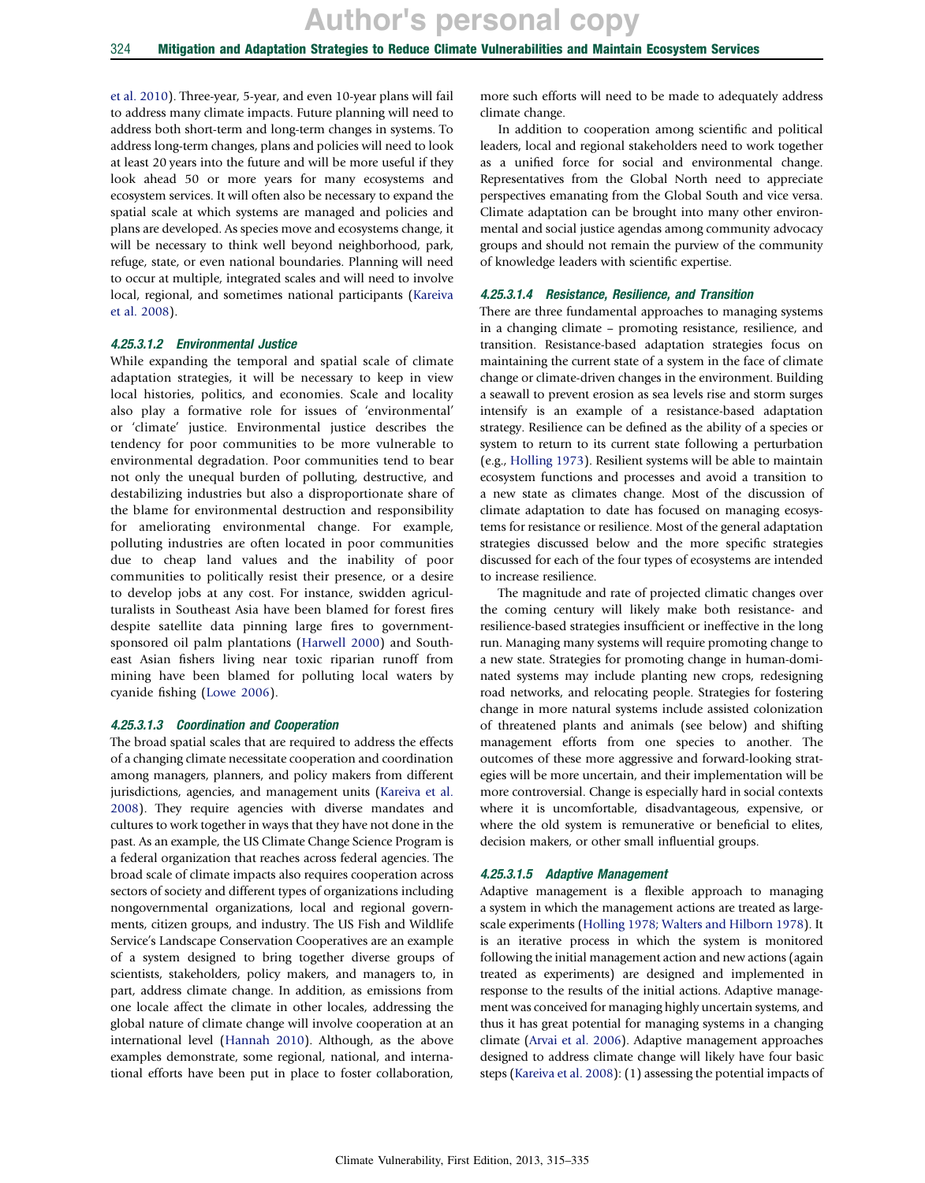et al. 2010). Three-year, 5-year, and even 10-year plans will fail to address many climate impacts. Future planning will need to address both short-term and long-term changes in systems. To address long-term changes, plans and policies will need to look at least 20 years into the future and will be more useful if they look ahead 50 or more years for many ecosystems and ecosystem services. It will often also be necessary to expand the spatial scale at which systems are managed and policies and plans are developed. As species move and ecosystems change, it will be necessary to think well beyond neighborhood, park, refuge, state, or even national boundaries. Planning will need to occur at multiple, integrated scales and will need to involve local, regional, and sometimes national participants (Kareiva et al. 2008).

#### 4.25.3.1.2 Environmental Justice

While expanding the temporal and spatial scale of climate adaptation strategies, it will be necessary to keep in view local histories, politics, and economies. Scale and locality also play a formative role for issues of 'environmental' or 'climate' justice. Environmental justice describes the tendency for poor communities to be more vulnerable to environmental degradation. Poor communities tend to bear not only the unequal burden of polluting, destructive, and destabilizing industries but also a disproportionate share of the blame for environmental destruction and responsibility for ameliorating environmental change. For example, polluting industries are often located in poor communities due to cheap land values and the inability of poor communities to politically resist their presence, or a desire to develop jobs at any cost. For instance, swidden agriculturalists in Southeast Asia have been blamed for forest fires despite satellite data pinning large fires to government-sponsored oil palm plantations (Harwell 2000) and Southeast Asian fishers living near toxic riparian runoff from mining have been blamed for polluting local waters by cyanide fishing (Lowe 2006).

#### 4.25.3.1.3 Coordination and Cooperation

The broad spatial scales that are required to address the effects of a changing climate necessitate cooperation and coordination among managers, planners, and policy makers from different jurisdictions, agencies, and management units (Kareiva et al. 2008). They require agencies with diverse mandates and cultures to work together in ways that they have not done in the past. As an example, the US Climate Change Science Program is a federal organization that reaches across federal agencies. The broad scale of climate impacts also requires cooperation across sectors of society and different types of organizations including nongovernmental organizations, local and regional governments, citizen groups, and industry. The US Fish and Wildlife Service's Landscape Conservation Cooperatives are an example of a system designed to bring together diverse groups of scientists, stakeholders, policy makers, and managers to, in part, address climate change. In addition, as emissions from one locale affect the climate in other locales, addressing the global nature of climate change will involve cooperation at an international level (Hannah 2010). Although, as the above examples demonstrate, some regional, national, and international efforts have been put in place to foster collaboration, more such efforts will need to be made to adequately address climate change.

In addition to cooperation among scientific and political leaders, local and regional stakeholders need to work together as a unified force for social and environmental change. Representatives from the Global North need to appreciate perspectives emanating from the Global South and vice versa. Climate adaptation can be brought into many other environmental and social justice agendas among community advocacy groups and should not remain the purview of the community of knowledge leaders with scientific expertise.

#### 4.25.3.1.4 Resistance, Resilience, and Transition

There are three fundamental approaches to managing systems in a changing climate – promoting resistance, resilience, and transition. Resistance-based adaptation strategies focus on maintaining the current state of a system in the face of climate change or climate-driven changes in the environment. Building a seawall to prevent erosion as sea levels rise and storm surges intensify is an example of a resistance-based adaptation strategy. Resilience can be defined as the ability of a species or system to return to its current state following a perturbation (e.g., Holling 1973). Resilient systems will be able to maintain ecosystem functions and processes and avoid a transition to a new state as climates change. Most of the discussion of climate adaptation to date has focused on managing ecosystems for resistance or resilience. Most of the general adaptation strategies discussed below and the more specific strategies discussed for each of the four types of ecosystems are intended to increase resilience.

The magnitude and rate of projected climatic changes over the coming century will likely make both resistance- and resilience-based strategies insufficient or ineffective in the long run. Managing many systems will require promoting change to a new state. Strategies for promoting change in human-dominated systems may include planting new crops, redesigning road networks, and relocating people. Strategies for fostering change in more natural systems include assisted colonization of threatened plants and animals (see below) and shifting management efforts from one species to another. The outcomes of these more aggressive and forward-looking strategies will be more uncertain, and their implementation will be more controversial. Change is especially hard in social contexts where it is uncomfortable, disadvantageous, expensive, or where the old system is remunerative or beneficial to elites, decision makers, or other small influential groups.

#### 4.25.3.1.5 Adaptive Management

Adaptive management is a flexible approach to managing a system in which the management actions are treated as large-scale experiments (Holling 1978; Walters and Hilborn 1978). It is an iterative process in which the system is monitored following the initial management action and new actions (again treated as experiments) are designed and implemented in response to the results of the initial actions. Adaptive management was conceived for managing highly uncertain systems, and thus it has great potential for managing systems in a changing climate (Arvai et al. 2006). Adaptive management approaches designed to address climate change will likely have four basic steps (Kareiva et al. 2008): (1) assessing the potential impacts of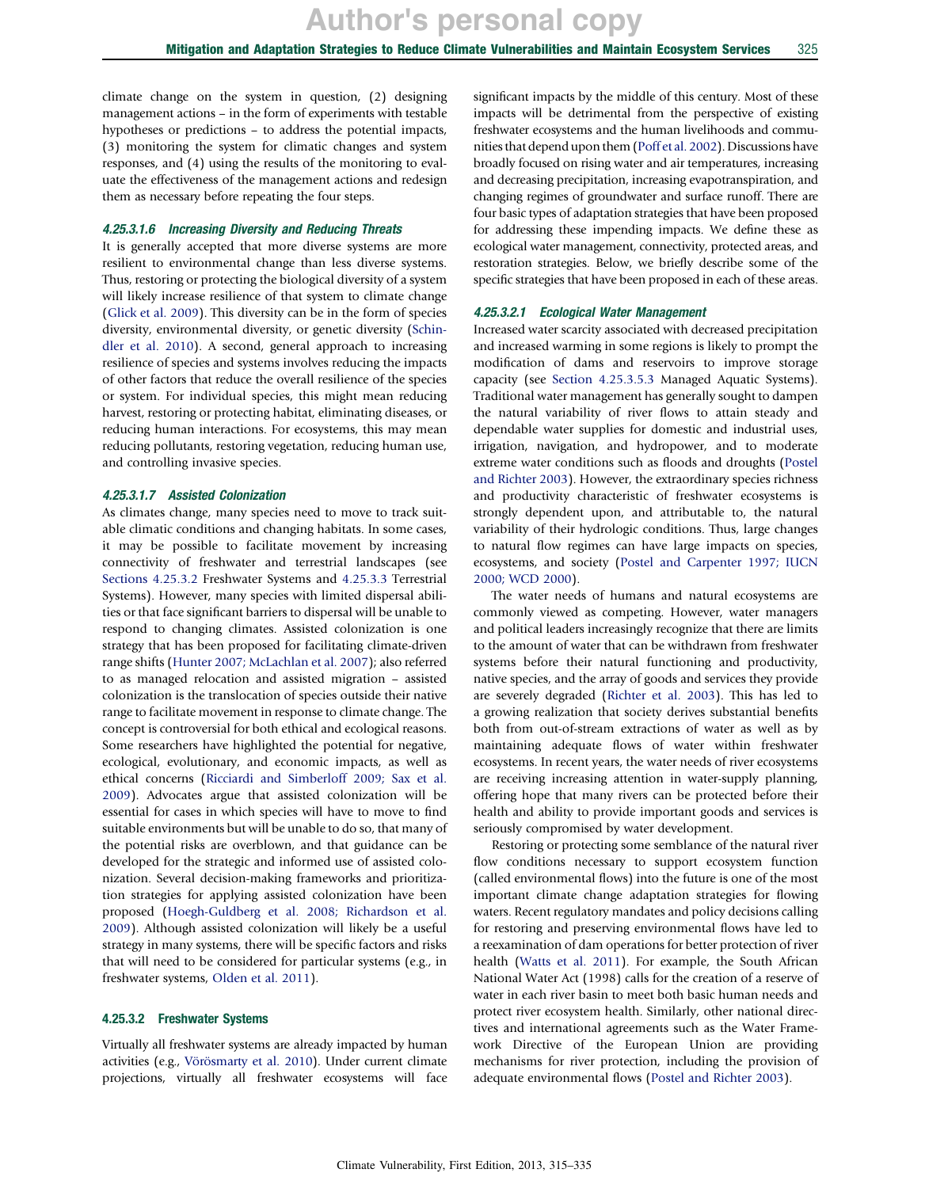climate change on the system in question, (2) designing management actions – in the form of experiments with testable hypotheses or predictions – to address the potential impacts, (3) monitoring the system for climatic changes and system responses, and (4) using the results of the monitoring to evaluate the effectiveness of the management actions and redesign them as necessary before repeating the four steps.

#### 4.25.3.1.6 Increasing Diversity and Reducing Threats

It is generally accepted that more diverse systems are more resilient to environmental change than less diverse systems. Thus, restoring or protecting the biological diversity of a system will likely increase resilience of that system to climate change (Glick et al. 2009). This diversity can be in the form of species diversity, environmental diversity, or genetic diversity (Schindler et al. 2010). A second, general approach to increasing resilience of species and systems involves reducing the impacts of other factors that reduce the overall resilience of the species or system. For individual species, this might mean reducing harvest, restoring or protecting habitat, eliminating diseases, or reducing human interactions. For ecosystems, this may mean reducing pollutants, restoring vegetation, reducing human use, and controlling invasive species.

#### 4.25.3.1.7 Assisted Colonization

As climates change, many species need to move to track suitable climatic conditions and changing habitats. In some cases, it may be possible to facilitate movement by increasing connectivity of freshwater and terrestrial landscapes (see Sections 4.25.3.2 Freshwater Systems and 4.25.3.3 Terrestrial Systems). However, many species with limited dispersal abilities or that face significant barriers to dispersal will be unable to respond to changing climates. Assisted colonization is one strategy that has been proposed for facilitating climate-driven range shifts (Hunter 2007; McLachlan et al. 2007); also referred to as managed relocation and assisted migration – assisted colonization is the translocation of species outside their native range to facilitate movement in response to climate change. The concept is controversial for both ethical and ecological reasons. Some researchers have highlighted the potential for negative, ecological, evolutionary, and economic impacts, as well as ethical concerns (Ricciardi and Simberloff 2009; Sax et al. 2009). Advocates argue that assisted colonization will be essential for cases in which species will have to move to find suitable environments but will be unable to do so, that many of the potential risks are overblown, and that guidance can be developed for the strategic and informed use of assisted colonization. Several decision-making frameworks and prioritization strategies for applying assisted colonization have been proposed (Hoegh-Guldberg et al. 2008; Richardson et al. 2009). Although assisted colonization will likely be a useful strategy in many systems, there will be specific factors and risks that will need to be considered for particular systems (e.g., in freshwater systems, Olden et al. 2011).

### 4.25.3.2 Freshwater Systems

Virtually all freshwater systems are already impacted by human activities (e.g., Vörösmarty et al. 2010). Under current climate projections, virtually all freshwater ecosystems will face significant impacts by the middle of this century. Most of these impacts will be detrimental from the perspective of existing freshwater ecosystems and the human livelihoods and communities that depend upon them (Poff et al. 2002). Discussions have broadly focused on rising water and air temperatures, increasing and decreasing precipitation, increasing evapotranspiration, and changing regimes of groundwater and surface runoff. There are four basic types of adaptation strategies that have been proposed for addressing these impending impacts. We define these as ecological water management, connectivity, protected areas, and restoration strategies. Below, we briefly describe some of the specific strategies that have been proposed in each of these areas.

#### 4.25.3.2.1 Ecological Water Management

Increased water scarcity associated with decreased precipitation and increased warming in some regions is likely to prompt the modification of dams and reservoirs to improve storage capacity (see Section 4.25.3.5.3 Managed Aquatic Systems). Traditional water management has generally sought to dampen the natural variability of river flows to attain steady and dependable water supplies for domestic and industrial uses, irrigation, navigation, and hydropower, and to moderate extreme water conditions such as floods and droughts (Postel and Richter 2003). However, the extraordinary species richness and productivity characteristic of freshwater ecosystems is strongly dependent upon, and attributable to, the natural variability of their hydrologic conditions. Thus, large changes to natural flow regimes can have large impacts on species, ecosystems, and society (Postel and Carpenter 1997; IUCN 2000; WCD 2000).

The water needs of humans and natural ecosystems are commonly viewed as competing. However, water managers and political leaders increasingly recognize that there are limits to the amount of water that can be withdrawn from freshwater systems before their natural functioning and productivity, native species, and the array of goods and services they provide are severely degraded (Richter et al. 2003). This has led to a growing realization that society derives substantial benefits both from out-of-stream extractions of water as well as by maintaining adequate flows of water within freshwater ecosystems. In recent years, the water needs of river ecosystems are receiving increasing attention in water-supply planning, offering hope that many rivers can be protected before their health and ability to provide important goods and services is seriously compromised by water development.

Restoring or protecting some semblance of the natural river flow conditions necessary to support ecosystem function (called environmental flows) into the future is one of the most important climate change adaptation strategies for flowing waters. Recent regulatory mandates and policy decisions calling for restoring and preserving environmental flows have led to a reexamination of dam operations for better protection of river health (Watts et al. 2011). For example, the South African National Water Act (1998) calls for the creation of a reserve of water in each river basin to meet both basic human needs and protect river ecosystem health. Similarly, other national directives and international agreements such as the Water Framework Directive of the European Union are providing mechanisms for river protection, including the provision of adequate environmental flows (Postel and Richter 2003).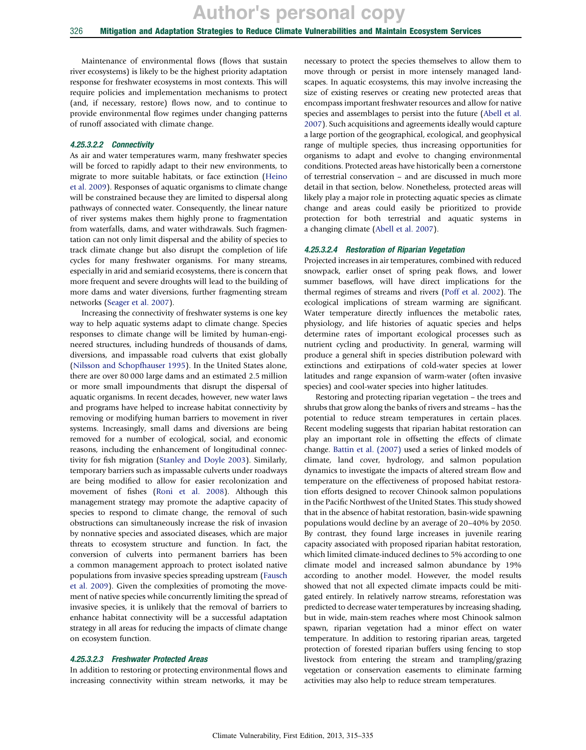Maintenance of environmental flows (flows that sustain river ecosystems) is likely to be the highest priority adaptation response for freshwater ecosystems in most contexts. This will require policies and implementation mechanisms to protect (and, if necessary, restore) flows now, and to continue to provide environmental flow regimes under changing patterns of runoff associated with climate change.

#### 4.25.3.2.2 Connectivity

As air and water temperatures warm, many freshwater species will be forced to rapidly adapt to their new environments, to migrate to more suitable habitats, or face extinction (Heino et al. 2009). Responses of aquatic organisms to climate change will be constrained because they are limited to dispersal along pathways of connected water. Consequently, the linear nature of river systems makes them highly prone to fragmentation from waterfalls, dams, and water withdrawals. Such fragmentation can not only limit dispersal and the ability of species to track climate change but also disrupt the completion of life cycles for many freshwater organisms. For many streams, especially in arid and semiarid ecosystems, there is concern that more frequent and severe droughts will lead to the building of more dams and water diversions, further fragmenting stream networks (Seager et al. 2007).

Increasing the connectivity of freshwater systems is one key way to help aquatic systems adapt to climate change. Species responses to climate change will be limited by human-engineered structures, including hundreds of thousands of dams, diversions, and impassable road culverts that exist globally (Nilsson and Schopfhauser 1995). In the United States alone, there are over 80 000 large dams and an estimated 2.5 million or more small impoundments that disrupt the dispersal of aquatic organisms. In recent decades, however, new water laws and programs have helped to increase habitat connectivity by removing or modifying human barriers to movement in river systems. Increasingly, small dams and diversions are being removed for a number of ecological, social, and economic reasons, including the enhancement of longitudinal connectivity for fish migration (Stanley and Doyle 2003). Similarly, temporary barriers such as impassable culverts under roadways are being modified to allow for easier recolonization and movement of fishes (Roni et al. 2008). Although this management strategy may promote the adaptive capacity of species to respond to climate change, the removal of such obstructions can simultaneously increase the risk of invasion by nonnative species and associated diseases, which are major threats to ecosystem structure and function. In fact, the conversion of culverts into permanent barriers has been a common management approach to protect isolated native populations from invasive species spreading upstream (Fausch et al. 2009). Given the complexities of promoting the movement of native species while concurrently limiting the spread of invasive species, it is unlikely that the removal of barriers to enhance habitat connectivity will be a successful adaptation strategy in all areas for reducing the impacts of climate change on ecosystem function.

#### 4.25.3.2.3 Freshwater Protected Areas

In addition to restoring or protecting environmental flows and increasing connectivity within stream networks, it may be necessary to protect the species themselves to allow them to move through or persist in more intensely managed landscapes. In aquatic ecosystems, this may involve increasing the size of existing reserves or creating new protected areas that encompass important freshwater resources and allow for native species and assemblages to persist into the future (Abell et al. 2007). Such acquisitions and agreements ideally would capture a large portion of the geographical, ecological, and geophysical range of multiple species, thus increasing opportunities for organisms to adapt and evolve to changing environmental conditions. Protected areas have historically been a cornerstone of terrestrial conservation – and are discussed in much more detail in that section, below. Nonetheless, protected areas will likely play a major role in protecting aquatic species as climate change and areas could easily be prioritized to provide protection for both terrestrial and aquatic systems in a changing climate (Abell et al. 2007).

#### 4.25.3.2.4 Restoration of Riparian Vegetation

Projected increases in air temperatures, combined with reduced snowpack, earlier onset of spring peak flows, and lower summer baseflows, will have direct implications for the thermal regimes of streams and rivers (Poff et al. 2002). The ecological implications of stream warming are significant. Water temperature directly influences the metabolic rates, physiology, and life histories of aquatic species and helps determine rates of important ecological processes such as nutrient cycling and productivity. In general, warming will produce a general shift in species distribution poleward with extinctions and extirpations of cold-water species at lower latitudes and range expansion of warm-water (often invasive species) and cool-water species into higher latitudes.

Restoring and protecting riparian vegetation – the trees and shrubs that grow along the banks of rivers and streams – has the potential to reduce stream temperatures in certain places. Recent modeling suggests that riparian habitat restoration can play an important role in offsetting the effects of climate change. Battin et al. (2007) used a series of linked models of climate, land cover, hydrology, and salmon population dynamics to investigate the impacts of altered stream flow and temperature on the effectiveness of proposed habitat restoration efforts designed to recover Chinook salmon populations in the Pacific Northwest of the United States. This study showed that in the absence of habitat restoration, basin-wide spawning populations would decline by an average of 20–40% by 2050. By contrast, they found large increases in juvenile rearing capacity associated with proposed riparian habitat restoration, which limited climate-induced declines to 5% according to one climate model and increased salmon abundance by 19% according to another model. However, the model results showed that not all expected climate impacts could be mitigated entirely. In relatively narrow streams, reforestation was predicted to decrease water temperatures by increasing shading, but in wide, main-stem reaches where most Chinook salmon spawn, riparian vegetation had a minor effect on water temperature. In addition to restoring riparian areas, targeted protection of forested riparian buffers using fencing to stop livestock from entering the stream and trampling/grazing vegetation or conservation easements to eliminate farming activities may also help to reduce stream temperatures.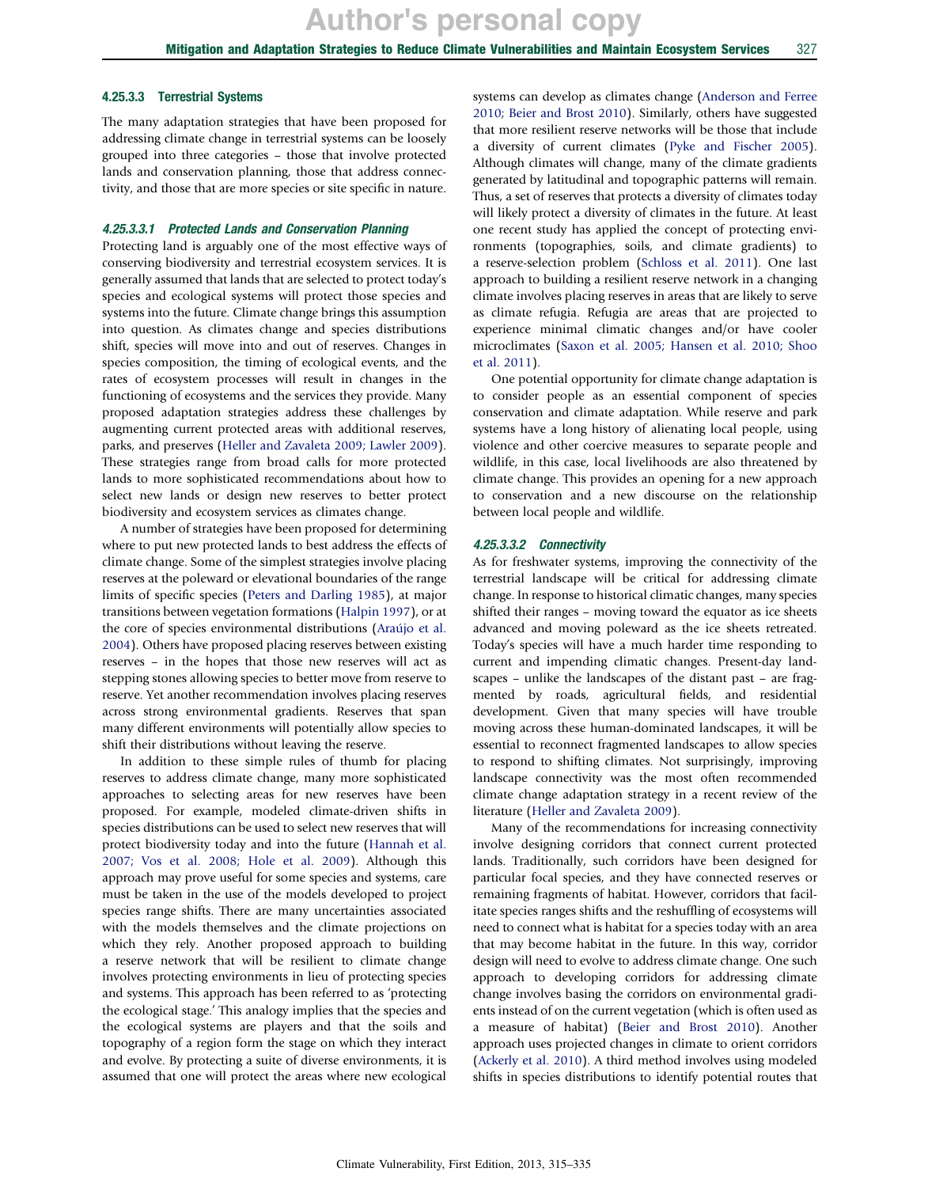### 4.25.3.3 Terrestrial Systems

The many adaptation strategies that have been proposed for addressing climate change in terrestrial systems can be loosely grouped into three categories – those that involve protected lands and conservation planning, those that address connectivity, and those that are more species or site specific in nature.

#### *4.25.3.3.1 Protected Lands and Conservation Planning*

Protecting land is arguably one of the most effective ways of conserving biodiversity and terrestrial ecosystem services. It is generally assumed that lands that are selected to protect today's species and ecological systems will protect those species and systems into the future. Climate change brings this assumption into question. As climates change and species distributions shift, species will move into and out of reserves. Changes in species composition, the timing of ecological events, and the rates of ecosystem processes will result in changes in the functioning of ecosystems and the services they provide. Many proposed adaptation strategies address these challenges by augmenting current protected areas with additional reserves, parks, and preserves (Heller and Zavaleta 2009; Lawler 2009). These strategies range from broad calls for more protected lands to more sophisticated recommendations about how to select new lands or design new reserves to better protect biodiversity and ecosystem services as climate changes.

A number of strategies have been proposed for determining where to put new protected lands to best address the effects of climate change. Some of the simplest strategies involve placing reserves at the poleward or elevational boundaries of the range limits of specific species (Peters and Darling 1985), at major transitions between vegetation formations (Halpin 1997), or at the core of species environmental distributions (Araújo et al. 2004). Others have proposed placing reserves between existing reserves – in the hopes that those new reserves will act as stepping stones allowing species to better move from reserve to reserve. Yet another recommendation involves placing reserves across strong environmental gradients. Reserves that span many different environments will potentially allow species to shift their distributions without leaving the reserve.

In addition to these simple rules of thumb for placing reserves to address climate change, many more sophisticated approaches to selecting areas for new reserves have been proposed. For example, modeled climate-driven shifts in species distributions can be used to select new reserves that will protect biodiversity today and into the future (Hannah et al. 2007; Vos et al. 2008; Hole et al. 2009). Although this approach may prove useful for some species and systems, care must be taken in the use of the models developed to project species range shifts. There are many uncertainties associated with the models themselves and the climate projections on which they rely. Another proposed approach to building a reserve network that will be resilient to climate change involves protecting environments in lieu of protecting species and systems. This approach has been referred to as 'protecting the ecological stage.' This analogy implies that the species and the ecological systems are players and that the soils and topography of a region form the stage on which they interact and evolve. By protecting a suite of diverse environments, it is assumed that one will protect the areas where new ecological systems can develop as climates change (Anderson and Ferree 2010; Beier and Brost 2010). Similarly, others have suggested that more resilient reserve networks will be those that include a diversity of current climates (Pyke and Fischer 2005). Although climates will change, many of the climate gradients generated by latitudinal and topographic patterns will remain. Thus, a set of reserves that protects a diversity of climates today will likely protect a diversity of climates in the future. At least one recent study has applied the concept of protecting environments (topographies, soils, and climate gradients) to a reserve-selection problem (Schloss et al. 2011). One last approach to building a resilient reserve network in a changing climate involves placing reserves in areas that are likely to serve as climate refugia. Refugia are areas that are projected to experience minimal climatic changes and/or have cooler microclimates (Saxon et al. 2005; Hansen et al. 2010; Shoo et al. 2011).

One potential opportunity for climate change adaptation is to consider people as an essential component of species conservation and climate adaptation. While reserve and park systems have a long history of alienating local people, using violence and other coercive measures to separate people and wildlife, in this case, local livelihoods are also threatened by climate change. This provides an opening for a new approach to conservation and a new discourse on the relationship between local people and wildlife.

#### *4.25.3.3.2 Connectivity*

As for freshwater systems, improving the connectivity of the terrestrial landscape will be critical for addressing climate change. In response to historical climatic changes, many species shifted their ranges – moving toward the equator as ice sheets advanced and moving poleward as the ice sheets retreated. Today's species will have a much harder time responding to current and impending climatic changes. Present-day landscapes – unlike the landscapes of the distant past – are fragmented by roads, agricultural fields, and residential development. Given that many species will have trouble moving across these human-dominated landscapes, it will be essential to reconnect fragmented landscapes to allow species to respond to shifting climates. Not surprisingly, improving landscape connectivity was the most often recommended climate change adaptation strategy in a recent review of the literature (Heller and Zavaleta 2009).

Many of the recommendations for increasing connectivity involve designing corridors that connect current protected lands. Traditionally, such corridors have been designed for particular focal species, and they have connected reserves or remaining fragments of habitat. However, corridors that facilitate species ranges shifts and the reshuffling of ecosystems will need to connect what is habitat for a species today with an area that may become habitat in the future. In this way, corridor design will need to evolve to address climate change. One such approach to developing corridors for addressing climate change involves basing the corridors on environmental gradients instead of on the current vegetation (which is often used as a measure of habitat) (Beier and Brost 2010). Another approach uses projected changes in climate to orient corridors (Ackerly et al. 2010). A third method involves using modeled shifts in species distributions to identify potential routes that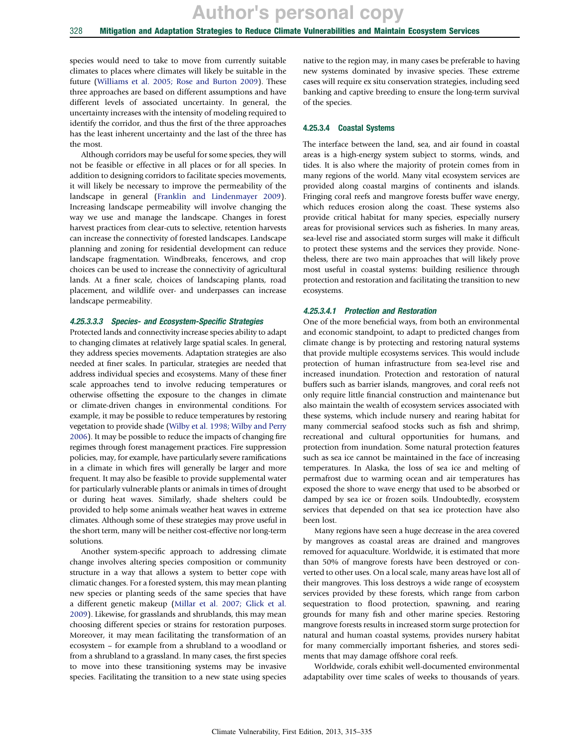species would need to take to move from currently suitable climates to places where climates will likely be suitable in the future (Williams et al. 2005; Rose and Burton 2009). These three approaches are based on different assumptions and have different levels of associated uncertainty. In general, the uncertainty increases with the intensity of modeling required to identify the corridor, and thus the first of the three approaches has the least inherent uncertainty and the last of the three has the most.

Although corridors may be useful for some species, they will not be feasible or effective in all places or for all species. In addition to designing corridors to facilitate species movements, it will likely be necessary to improve the permeability of the landscape in general (Franklin and Lindenmayer 2009). Increasing landscape permeability will involve changing the way we use and manage the landscape. Changes in forest harvest practices from clear-cuts to selective, retention harvests can increase the connectivity of forested landscapes. Landscape planning and zoning for residential development can reduce landscape fragmentation. Windbreaks, fencerows, and crop choices can be used to increase the connectivity of agricultural lands. At a finer scale, choices of landscaping plants, road placement, and wildlife over- and underpasses can increase landscape permeability.

#### *4.25.3.3.3 Species- and Ecosystem-Specific Strategies*

Protected lands and connectivity increase species ability to adapt to changing climates at relatively large spatial scales. In general, they address species movements. Adaptation strategies are also needed at finer scales. In particular, strategies are needed that address individual species and ecosystems. Many of these finer scale approaches tend to involve reducing temperatures or otherwise offsetting the exposure to the changes in climate or climate-driven changes in environmental conditions. For example, it may be possible to reduce temperatures by restoring vegetation to provide shade (Wilby et al. 1998; Wilby and Perry 2006). It may be possible to reduce the impacts of changing fire regimes through forest management practices. Fire suppression policies, may, for example, have particularly severe ramifications in a climate in which fires will generally be larger and more frequent. It may also be feasible to provide supplemental water for particularly vulnerable plants or animals in times of drought or during heat waves. Similarly, shade shelters could be provided to help some animals weather heat waves in extreme climates. Although some of these strategies may prove useful in the short term, many will be neither cost-effective nor long-term solutions.

Another system-specific approach to addressing climate change involves altering species composition or community structure in a way that allows a system to better cope with climatic changes. For a forested system, this may mean planting new species or planting seeds of the same species that have a different genetic makeup (Millar et al. 2007; Glick et al. 2009). Likewise, for grasslands and shrublands, this may mean choosing different species or strains for restoration purposes. Moreover, it may mean facilitating the transformation of an ecosystem – for example from a shrubland to a woodland or from a shrubland to a grassland. In many cases, the first species to move into these transitioning systems may be invasive species. Facilitating the transition to a new state using species native to the region may, in many cases be preferable to having new systems dominated by invasive species. These extreme cases will require ex situ conservation strategies, including seed banking and captive breeding to ensure the long-term survival of the species.

### 4.25.3.4 Coastal Systems

The interface between the land, sea, and air found in coastal areas is a high-energy system subject to storms, winds, and tides. It is also where the majority of protein comes from in many regions of the world. Many vital ecosystem services are provided along coastal margins of continents and islands. Fringing coral reefs and mangrove forests buffer wave energy, which reduces erosion along the coast. These systems also provide critical habitat for many species, especially nursery areas for provisional services such as fisheries. In many areas, sea-level rise and associated storm surges will make it difficult to protect these systems and the services they provide. Nonetheless, there are two main approaches that will likely prove most useful in coastal systems: building resilience through protection and restoration and facilitating the transition to new ecosystems.

#### *4.25.3.4.1 Protection and Restoration*

One of the more beneficial ways, from both an environmental and economic standpoint, to adapt to predicted changes from climate change is by protecting and restoring natural systems that provide multiple ecosystems services. This would include protection of human infrastructure from sea-level rise and increased inundation. Protection and restoration of natural buffers such as barrier islands, mangroves, and coral reefs not only require little financial construction and maintenance but also maintain the wealth of ecosystem services associated with these systems, which include nursery and rearing habitat for many commercial seafood stocks such as fish and shrimp, recreational and cultural opportunities for humans, and protection from inundation. Some natural protection features such as sea ice cannot be maintained in the face of increasing temperatures. In Alaska, the loss of sea ice and melting of permafrost due to warming ocean and air temperatures has exposed the shore to wave energy that used to be absorbed or damped by sea ice or frozen soils. Undoubtedly, ecosystem services that depended on that sea ice protection have also been lost.

Many regions have seen a huge decrease in the area covered by mangroves as coastal areas are drained and mangroves removed for aquaculture. Worldwide, it is estimated that more than 50% of mangrove forests have been destroyed or converted to other uses. On a local scale, many areas have lost all of their mangroves. This loss destroys a wide range of ecosystem services provided by these forests, which range from carbon sequestration to flood protection, spawning, and rearing grounds for many fish and other marine species. Restoring mangrove forests results in increased storm surge protection for natural and human coastal systems, provides nursery habitat for many commercially important fisheries, and stores sediments that may damage offshore coral reefs.

Worldwide, corals exhibit well-documented environmental adaptability over time scales of weeks to thousands of years.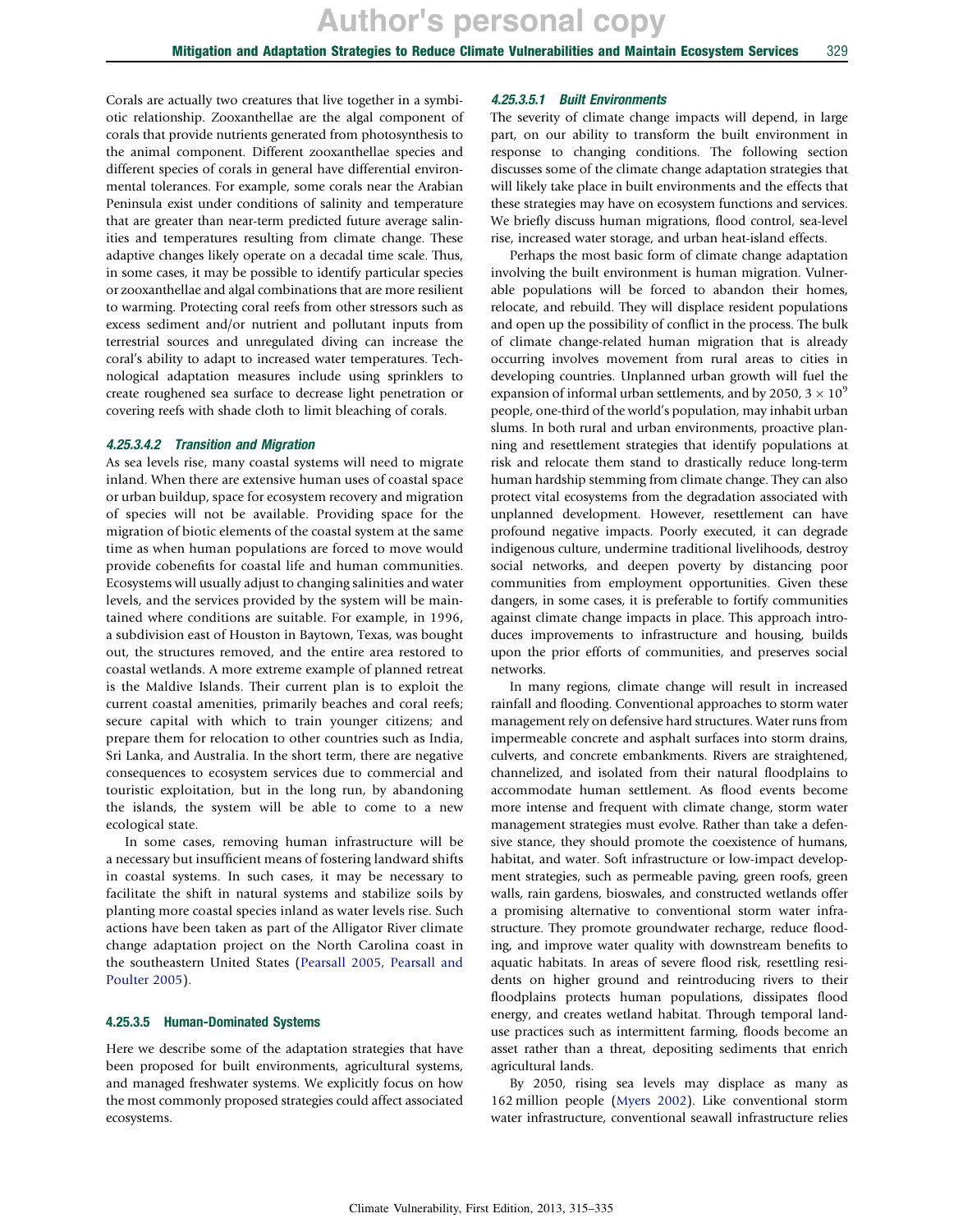Corals are actually two creatures that live together in a symbiotic relationship. Zooxanthellae are the algal component of corals that provide nutrients generated from photosynthesis to the animal component. Different zooxanthellae species and different species of corals in general have differential environmental tolerances. For example, some corals near the Arabian Peninsula exist under conditions of salinity and temperature that are greater than near-term predicted future average salinities and temperatures resulting from climate change. These adaptive changes likely operate on a decadal time scale. Thus, in some cases, it may be possible to identify particular species or zooxanthellae and algal combinations that are more resilient to warming. Protecting coral reefs from other stressors such as excess sediment and/or nutrient and pollutant inputs from terrestrial sources and unregulated diving can increase the coral's ability to adapt to increased water temperatures. Technological adaptation measures include using sprinklers to create roughened sea surface to decrease light penetration or covering reefs with shade cloth to limit bleaching of corals.

#### 4.25.3.4.2 Transition and Migration

As sea levels rise, many coastal systems will need to migrate inland. When there are extensive human uses of coastal space or urban buildup, space for ecosystem recovery and migration of species will not be available. Providing space for the migration of biotic elements of the coastal system at the same time as when human populations are forced to move would provide cobenefits for coastal life and human communities. Ecosystems will usually adjust to changing salinities and water levels, and the services provided by the system will be maintained where conditions are suitable. For example, in 1996, a subdivision east of Houston in Baytown, Texas, was bought out, the structures removed, and the entire area restored to coastal wetlands. A more extreme example of planned retreat is the Maldive Islands. Their current plan is to exploit the current coastal amenities, primarily beaches and coral reefs; secure capital with which to train younger citizens; and prepare them for relocation to other countries such as India, Sri Lanka, and Australia. In the short term, there are negative consequences to ecosystem services due to commercial and touristic exploitation, but in the long run, by abandoning the islands, the system will be able to come to a new ecological state.

In some cases, removing human infrastructure will be a necessary but insufficient means of fostering landward shifts in coastal systems. In such cases, it may be necessary to facilitate the shift in natural systems and stabilize soils by planting more coastal species inland as water levels rise. Such actions have been taken as part of the Alligator River climate change adaptation project on the North Carolina coast in the southeastern United States (Pearsall 2005, Pearsall and Poulter 2005).

### 4.25.3.5 Human-Dominated Systems

Here we describe some of the adaptation strategies that have been proposed for built environments, agricultural systems, and managed freshwater systems. We explicitly focus on how the most commonly proposed strategies could affect associated ecosystems.

#### 4.25.3.5.1 Built Environments

The severity of climate change impacts will depend, in large part, on our ability to transform the built environment in response to changing conditions. The following section discusses some of the climate change adaptation strategies that will likely take place in built environments and the effects that these strategies may have on ecosystem functions and services. We briefly discuss human migrations, flood control, sea-level rise, increased water storage, and urban heat-island effects.

Perhaps the most basic form of climate change adaptation involving the built environment is human migration. Vulnerable populations will be forced to abandon their homes, relocate, and rebuild. They will displace resident populations and open up the possibility of conflict in the process. The bulk of climate change-related human migration that is already occurring involves movement from rural areas to cities in developing countries. Unplanned urban growth will fuel the expansion of informal urban settlements, and by 2050, $3 \times 10^9$ people, one-third of the world's population, may inhabit urban slums. In both rural and urban environments, proactive planning and resettlement strategies that identify populations at risk and relocate them stand to drastically reduce long-term human hardship stemming from climate change. They can also protect vital ecosystems from the degradation associated with unplanned development. However, resettlement can have profound negative impacts. Poorly executed, it can degrade indigenous culture, undermine traditional livelihoods, destroy social networks, and deepen poverty by distancing poor communities from employment opportunities. Given these dangers, in some cases, it is preferable to fortify communities against climate change impacts in place. This approach introduces improvements to infrastructure and housing, builds upon the prior efforts of communities, and preserves social networks.

In many regions, climate change will result in increased rainfall and flooding. Conventional approaches to storm water management rely on defensive hard structures. Water runs from impermeable concrete and asphalt surfaces into storm drains, culverts, and concrete embankments. Rivers are straightened, channelized, and isolated from their natural floodplains to accommodate human settlement. As flood events become more intense and frequent with climate change, storm water management strategies must evolve. Rather than take a defensive stance, they should promote the coexistence of humans, habitat, and water. Soft infrastructure or low-impact development strategies, such as permeable paving, green roofs, green walls, rain gardens, bioswales, and constructed wetlands offer a promising alternative to conventional storm water infrastructure. They promote groundwater recharge, reduce flooding, and improve water quality with downstream benefits to aquatic habitats. In areas of severe flood risk, resettling residents on higher ground and reintroducing rivers to their floodplains protects human populations, dissipates flood energy, and creates wetland habitat. Through temporal land-use practices such as intermittent farming, floods become an asset rather than a threat, depositing sediments that enrich agricultural lands.

By 2050, rising sea levels may displace as many as 162 million people (Myers 2002). Like conventional storm water infrastructure, conventional seawall infrastructure relies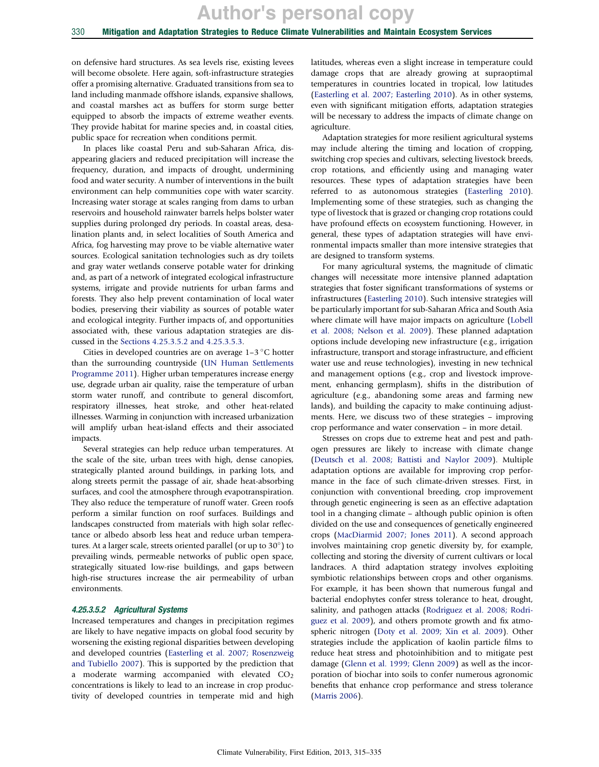on defensive hard structures. As sea levels rise, existing levees will become obsolete. Here again, soft-infrastructure strategies offer a promising alternative. Graduated transitions from sea to land including manmade offshore islands, expansive shallows, and coastal marshes act as buffers for storm surge better equipped to absorb the impacts of extreme weather events. They provide habitat for marine species and, in coastal cities, public space for recreation when conditions permit.

In places like coastal Peru and sub-Saharan Africa, disappearing glaciers and reduced precipitation will increase the frequency, duration, and impacts of drought, undermining food and water security. A number of interventions in the built environment can help communities cope with water scarcity. Increasing water storage at scales ranging from dams to urban reservoirs and household rainwater barrels helps bolster water supplies during prolonged dry periods. In coastal areas, desalination plants and, in select localities of South America and Africa, fog harvesting may prove to be viable alternative water sources. Ecological sanitation technologies such as dry toilets and gray water wetlands conserve potable water for drinking and, as part of a network of integrated ecological infrastructure systems, irrigate and provide nutrients for urban farms and forests. They also help prevent contamination of local water bodies, preserving their viability as sources of potable water and ecological integrity. Further impacts of, and opportunities associated with, these various adaptation strategies are discussed in the Sections 4.25.3.5.2 and 4.25.3.5.3.

Cities in developed countries are on average 1–3 °C hotter than the surrounding countryside (UN Human Settlements Programme 2011). Higher urban temperatures increase energy use, degrade urban air quality, raise the temperature of urban storm water runoff, and contribute to general discomfort, respiratory illnesses, heat stroke, and other heat-related illnesses. Warming in conjunction with increased urbanization will amplify urban heat-island effects and their associated impacts.

Several strategies can help reduce urban temperatures. At the scale of the site, urban trees with high, dense canopies, strategically planted around buildings, in parking lots, and along streets permit the passage of air, shade heat-absorbing surfaces, and cool the atmosphere through evapotranspiration. They also reduce the temperature of runoff water. Green roofs perform a similar function on roof surfaces. Buildings and landscapes constructed from materials with high solar reflectance or albedo absorb less heat and reduce urban temperatures. At a larger scale, streets oriented parallel (or up to 30°) to prevailing winds, permeable networks of public open space, strategically situated low-rise buildings, and gaps between high-rise structures increase the air permeability of urban environments.

#### 4.25.3.5.2 Agricultural Systems

Increased temperatures and changes in precipitation regimes are likely to have negative impacts on global food security by worsening the existing regional disparities between developing and developed countries (Easterling et al. 2007; Rosenzweig and Tubiello 2007). This is supported by the prediction that a moderate warming accompanied with elevated $CO_2$ concentrations is likely to lead to an increase in crop productivity of developed countries in temperate mid and high latitudes, whereas even a slight increase in temperature could damage crops that are already growing at supraoptimal temperatures in countries located in tropical, low latitudes (Easterling et al. 2007; Easterling 2010). As in other systems, even with significant mitigation efforts, adaptation strategies will be necessary to address the impacts of climate change on agriculture.

Adaptation strategies for more resilient agricultural systems may include altering the timing and location of cropping, switching crop species and cultivars, selecting livestock breeds, crop rotations, and efficiently using and managing water resources. These types of adaptation strategies have been referred to as autonomous strategies (Easterling 2010). Implementing some of these strategies, such as changing the type of livestock that is grazed or changing crop rotations could have profound effects on ecosystem functioning. However, in general, these types of adaptation strategies will have environmental impacts smaller than more intensive strategies that are designed to transform systems.

For many agricultural systems, the magnitude of climatic changes will necessitate more intensive planned adaptation strategies that foster significant transformations of systems or infrastructures (Easterling 2010). Such intensive strategies will be particularly important for sub-Saharan Africa and South Asia where climate will have major impacts on agriculture (Lobell et al. 2008; Nelson et al. 2009). These planned adaptation options include developing new infrastructure (e.g., irrigation infrastructure, transport and storage infrastructure, and efficient water use and reuse technologies), investing in new technical and management options (e.g., crop and livestock improvement, enhancing germplasm), shifts in the distribution of agriculture (e.g., abandoning some areas and farming new lands), and building the capacity to make continuing adjustments. Here, we discuss two of these strategies – improving crop performance and water conservation – in more detail.

Stresses on crops due to extreme heat and pest and pathogen pressures are likely to increase with climate change (Deutsch et al. 2008; Battisti and Naylor 2009). Multiple adaptation options are available for improving crop performance in the face of such climate-driven stresses. First, in conjunction with conventional breeding, crop improvement through genetic engineering is seen as an effective adaptation tool in a changing climate – although public opinion is often divided on the use and consequences of genetically engineered crops (MacDiarmid 2007; Jones 2011). A second approach involves maintaining crop genetic diversity by, for example, collecting and storing the diversity of current cultivars or local landraces. A third adaptation strategy involves exploiting symbiotic relationships between crops and other organisms. For example, it has been shown that numerous fungal and bacterial endophytes confer stress tolerance to heat, drought, salinity, and pathogen attacks (Rodriguez et al. 2008; Rodriguez et al. 2009), and others promote growth and fix atmospheric nitrogen (Doty et al. 2009; Xin et al. 2009). Other strategies include the application of kaolin particle films to reduce heat stress and photoinhibition and to mitigate pest damage (Glenn et al. 1999; Glenn 2009) as well as the incorporation of biochar into soils to confer numerous agronomic benefits that enhance crop performance and stress tolerance (Marris 2006).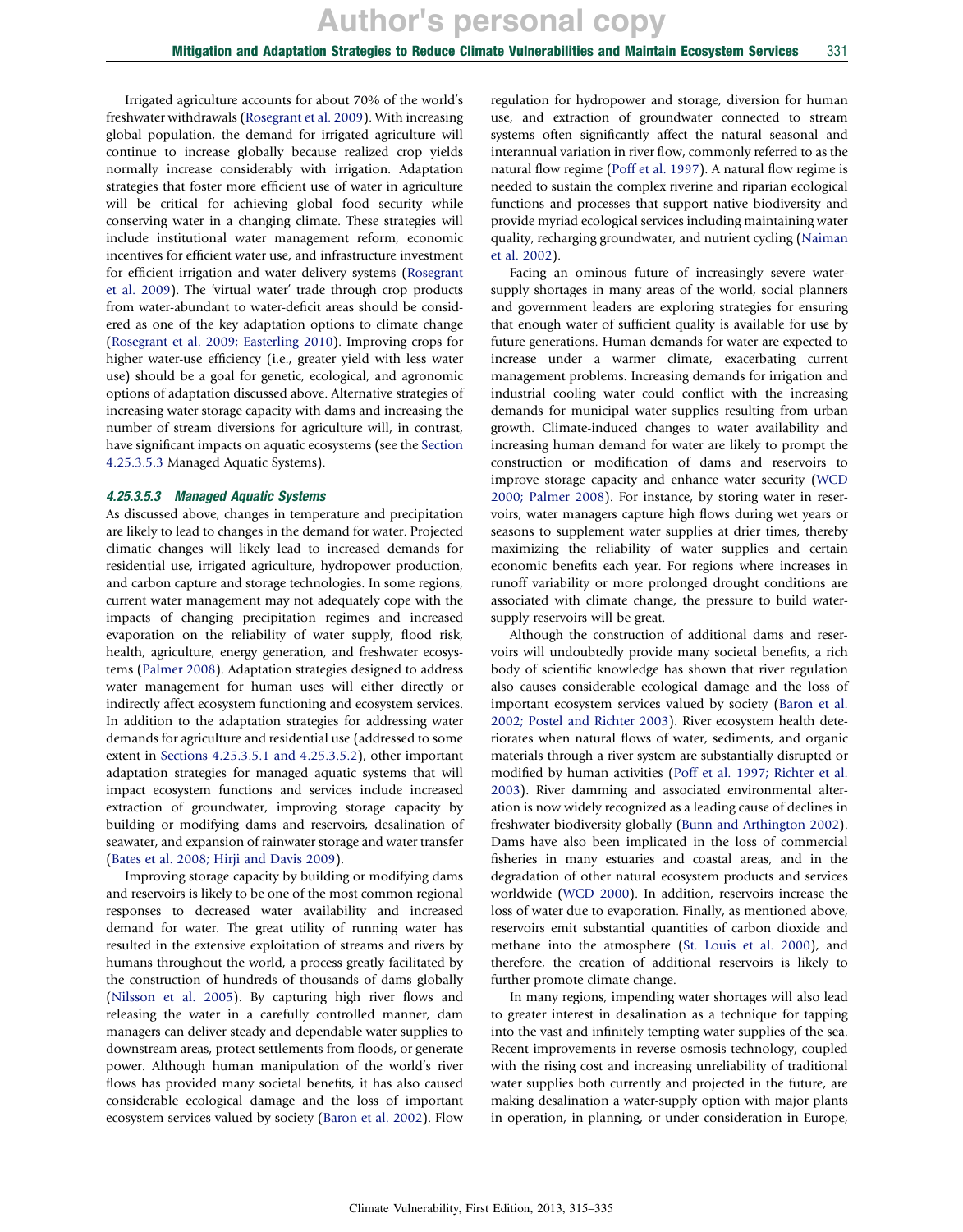Irrigated agriculture accounts for about 70% of the world's freshwater withdrawals (Rosegrant et al. 2009). With increasing global population, the demand for irrigated agriculture will continue to increase globally because realized crop yields normally increase considerably with irrigation. Adaptation strategies that foster more efficient use of water in agriculture will be critical for achieving global food security while conserving water in a changing climate. These strategies will include institutional water management reform, economic incentives for efficient water use, and infrastructure investment for efficient irrigation and water delivery systems (Rosegrant et al. 2009). The 'virtual water' trade through crop products from water-abundant to water-deficit areas should be considered as one of the key adaptation options to climate change (Rosegrant et al. 2009; Easterling 2010). Improving crops for higher water-use efficiency (i.e., greater yield with less water use) should be a goal for genetic, ecological, and agronomic options of adaptation discussed above. Alternative strategies of increasing water storage capacity with dams and increasing the number of stream diversions for agriculture will, in contrast, have significant impacts on aquatic ecosystems (see the Section 4.25.3.5.3 Managed Aquatic Systems).

#### *4.25.3.5.3 Managed Aquatic Systems*

As discussed above, changes in temperature and precipitation are likely to lead to changes in the demand for water. Projected climatic changes will likely lead to increased demands for residential use, irrigated agriculture, hydropower production, and carbon capture and storage technologies. In some regions, current water management may not adequately cope with the impacts of changing precipitation regimes and increased evaporation on the reliability of water supply, flood risk, health, agriculture, energy generation, and freshwater ecosystems (Palmer 2008). Adaptation strategies designed to address water management for human uses will either directly or indirectly affect ecosystem functioning and ecosystem services. In addition to the adaptation strategies for addressing water demands for agriculture and residential use (addressed to some extent in Sections 4.25.3.5.1 and 4.25.3.5.2), other important adaptation strategies for managed aquatic systems that will impact ecosystem functions and services include increased extraction of groundwater, improving storage capacity by building or modifying dams and reservoirs, desalination of seawater, and expansion of rainwater storage and water transfer (Bates et al. 2008; Hirji and Davis 2009).

Improving storage capacity by building or modifying dams and reservoirs is likely to be one of the most common regional responses to decreased water availability and increased demand for water. The great utility of running water has resulted in the extensive exploitation of streams and rivers by humans throughout the world, a process greatly facilitated by the construction of hundreds of thousands of dams globally (Nilsson et al. 2005). By capturing high river flows and releasing the water in a carefully controlled manner, dam managers can deliver steady and dependable water supplies to downstream areas, protect settlements from floods, or generate power. Although human manipulation of the world's river flows has provided many societal benefits, it has also caused considerable ecological damage and the loss of important ecosystem services valued by society (Baron et al. 2002). Flow regulation for hydropower and storage, diversion for human use, and extraction of groundwater connected to stream systems often significantly affect the natural seasonal and interannual variation in river flow, commonly referred to as the natural flow regime (Poff et al. 1997). A natural flow regime is needed to sustain the complex riverine and riparian ecological functions and processes that support native biodiversity and provide myriad ecological services including maintaining water quality, recharging groundwater, and nutrient cycling (Naiman et al. 2002).

Facing an ominous future of increasingly severe water-supply shortages in many areas of the world, social planners and government leaders are exploring strategies for ensuring that enough water of sufficient quality is available for use by future generations. Human demands for water are expected to increase under a warmer climate, exacerbating current management problems. Increasing demands for irrigation and industrial cooling water could conflict with the increasing demands for municipal water supplies resulting from urban growth. Climate-induced changes to water availability and increasing human demand for water are likely to prompt the construction or modification of dams and reservoirs to improve storage capacity and enhance water security (WCD 2000; Palmer 2008). For instance, by storing water in reservoirs, water managers capture high flows during wet years or seasons to supplement water supplies at drier times, thereby maximizing the reliability of water supplies and certain economic benefits each year. For regions where increases in runoff variability or more prolonged drought conditions are associated with climate change, the pressure to build water-supply reservoirs will be great.

Although the construction of additional dams and reservoirs will undoubtedly provide many societal benefits, a rich body of scientific knowledge has shown that river regulation also causes considerable ecological damage and the loss of important ecosystem services valued by society (Baron et al. 2002; Postel and Richter 2003). River ecosystem health deteriorates when natural flows of water, sediments, and organic materials through a river system are substantially disrupted or modified by human activities (Poff et al. 1997; Richter et al. 2003). River damming and associated environmental alteration is now widely recognized as a leading cause of declines in freshwater biodiversity globally (Bunn and Arthington 2002). Dams have also been implicated in the loss of commercial fisheries in many estuaries and coastal areas, and in the degradation of other natural ecosystem products and services worldwide (WCD 2000). In addition, reservoirs increase the loss of water due to evaporation. Finally, as mentioned above, reservoirs emit substantial quantities of carbon dioxide and methane into the atmosphere (St. Louis et al. 2000), and therefore, the creation of additional reservoirs is likely to further promote climate change.

In many regions, impending water shortages will also lead to greater interest in desalination as a technique for tapping into the vast and infinitely tempting water supplies of the sea. Recent improvements in reverse osmosis technology, coupled with the rising cost and increasing unreliability of traditional water supplies both currently and projected in the future, are making desalination a water-supply option with major plants in operation, in planning, or under consideration in Europe,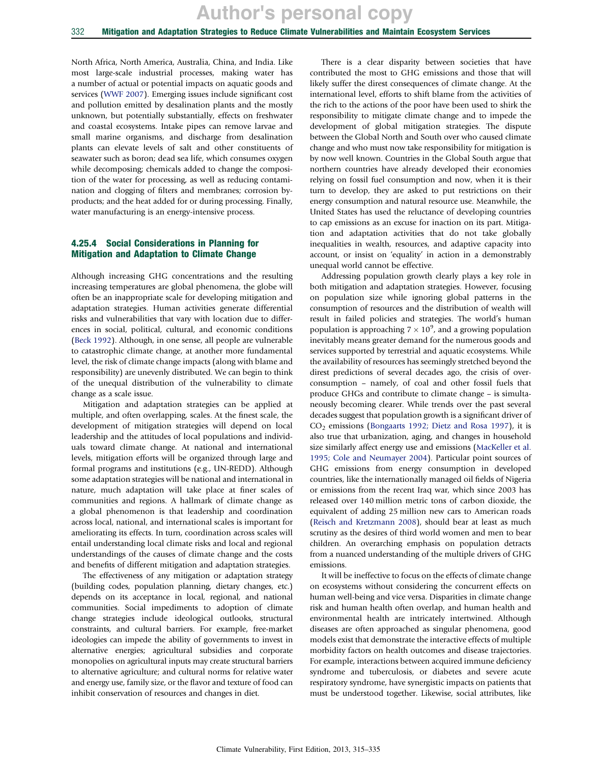North Africa, North America, Australia, China, and India. Like most large-scale industrial processes, making water has a number of actual or potential impacts on aquatic goods and services (WWF 2007). Emerging issues include significant cost and pollution emitted by desalination plants and the mostly unknown, but potentially substantially, effects on freshwater and coastal ecosystems. Intake pipes can remove larvae and small marine organisms, and discharge from desalination plants can elevate levels of salt and other constituents of seawater such as boron; dead sea life, which consumes oxygen while decomposing; chemicals added to change the composition of the water for processing, as well as reducing contamination and clogging of filters and membranes; corrosion by-products; and the heat added for or during processing. Finally, water manufacturing is an energy-intensive process.

## 4.25.4 Social Considerations in Planning for Mitigation and Adaptation to Climate Change

Although increasing GHG concentrations and the resulting increasing temperatures are global phenomena, the globe will often be an inappropriate scale for developing mitigation and adaptation strategies. Human activities generate differential risks and vulnerabilities that vary with location due to differences in social, political, cultural, and economic conditions (Beck 1992). Although, in one sense, all people are vulnerable to catastrophic climate change, at another more fundamental level, the risk of climate change impacts (along with blame and responsibility) are unevenly distributed. We can begin to think of the unequal distribution of the vulnerability to climate change as a scale issue.

Mitigation and adaptation strategies can be applied at multiple, and often overlapping, scales. At the finest scale, the development of mitigation strategies will depend on local leadership and the attitudes of local populations and individuals toward climate change. At national and international levels, mitigation efforts will be organized through large and formal programs and institutions (e.g., UN-REDD). Although some adaptation strategies will be national and international in nature, much adaptation will take place at finer scales of communities and regions. A hallmark of climate change as a global phenomenon is that leadership and coordination across local, national, and international scales is important for ameliorating its effects. In turn, coordination across scales will entail understanding local climate risks and local and regional understandings of the causes of climate change and the costs and benefits of different mitigation and adaptation strategies.

The effectiveness of any mitigation or adaptation strategy (building codes, population planning, dietary changes, etc.) depends on its acceptance in local, regional, and national communities. Social impediments to adoption of climate change strategies include ideological outlooks, structural constraints, and cultural barriers. For example, free-market ideologies can impede the ability of governments to invest in alternative energies; agricultural subsidies and corporate monopolies on agricultural inputs may create structural barriers to alternative agriculture; and cultural norms for relative water and energy use, family size, or the flavor and texture of food can inhibit conservation of resources and changes in diet.

There is a clear disparity between societies that have contributed the most to GHG emissions and those that will likely suffer the direst consequences of climate change. At the international level, efforts to shift blame from the activities of the rich to the actions of the poor have been used to shirk the responsibility to mitigate climate change and to impede the development of global mitigation strategies. The dispute between the Global North and South over who caused climate change and who must now take responsibility for mitigation is by now well known. Countries in the Global South argue that northern countries have already developed their economies relying on fossil fuel consumption and now, when it is their turn to develop, they are asked to put restrictions on their energy consumption and natural resource use. Meanwhile, the United States has used the reluctance of developing countries to cap emissions as an excuse for inaction on its part. Mitigation and adaptation activities that do not take globally inequalities in wealth, resources, and adaptive capacity into account, or insist on 'equality' in action in a demonstrably unequal world cannot be effective.

Addressing population growth clearly plays a key role in both mitigation and adaptation strategies. However, focusing on population size while ignoring global patterns in the consumption of resources and the distribution of wealth will result in failed policies and strategies. The world's human population is approaching $7 \times 10^9$, and a growing population inevitably means greater demand for the numerous goods and services supported by terrestrial and aquatic ecosystems. While the availability of resources has seemingly stretched beyond the direst predictions of several decades ago, the crisis of overconsumption – namely, of coal and other fossil fuels that produce GHGs and contribute to climate change – is simultaneously becoming clearer. While trends over the past several decades suggest that population growth is a significant driver of $CO_2$ emissions (Bongaarts 1992; Dietz and Rosa 1997), it is also true that urbanization, aging, and changes in household size similarly affect energy use and emissions (MacKeller et al. 1995; Cole and Neumayer 2004). Particular point sources of GHG emissions from energy consumption in developed countries, like the internationally managed oil fields of Nigeria or emissions from the recent Iraq war, which since 2003 has released over 140 million metric tons of carbon dioxide, the equivalent of adding 25 million new cars to American roads (Reisch and Kretzmann 2008), should bear at least as much scrutiny as the desires of third world women and men to bear children. An overarching emphasis on population detracts from a nuanced understanding of the multiple drivers of GHG emissions.

It will be ineffective to focus on the effects of climate change on ecosystems without considering the concurrent effects on human well-being and vice versa. Disparities in climate change risk and human health often overlap, and human health and environmental health are intricately intertwined. Although diseases are often approached as singular phenomena, good models exist that demonstrate the interactive effects of multiple morbidity factors on health outcomes and disease trajectories. For example, interactions between acquired immune deficiency syndrome and tuberculosis, or diabetes and severe acute respiratory syndrome, have synergistic impacts on patients that must be understood together. Likewise, social attributes, like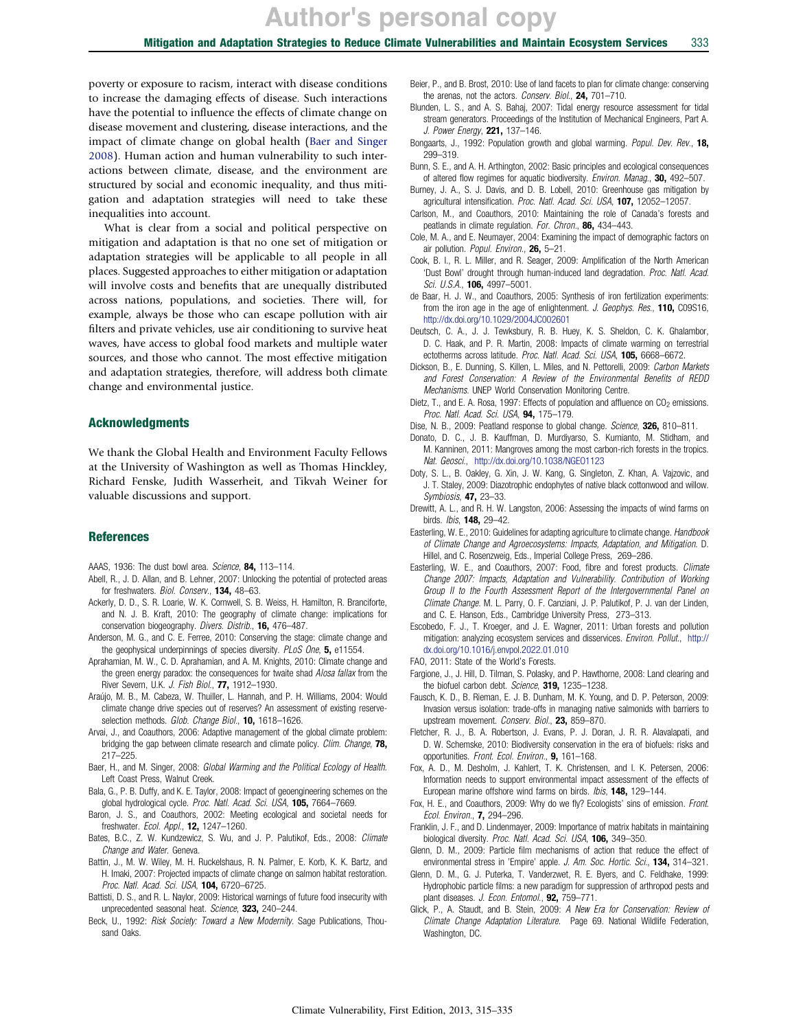poverty or exposure to racism, interact with disease conditions to increase the damaging effects of disease. Such interactions have the potential to influence the effects of climate change on disease movement and clustering, disease interactions, and the impact of climate change on global health (Baer and Singer 2008). Human action and human vulnerability to such interactions between climate, disease, and the environment are structured by social and economic inequality, and thus mitigation and adaptation strategies will need to take these inequalities into account.

What is clear from a social and political perspective on mitigation and adaptation is that no one set of mitigation or adaptation strategies will be applicable to all people in all places. Suggested approaches to either mitigation or adaptation will involve costs and benefits that are unequally distributed across nations, populations, and societies. There will, for example, always be those who can escape pollution with air filters and private vehicles, use air conditioning to survive heat waves, have access to global food markets and multiple water sources, and those who cannot. The most effective mitigation and adaptation strategies, therefore, will address both climate change and environmental justice.

## Acknowledgments

We thank the Global Health and Environment Faculty Fellows at the University of Washington as well as Thomas Hinckley, Richard Fenske, Judith Wasserheit, and Tikvah Weiner for valuable discussions and support.

## References

AAAS, 1936: The dust bowl area. *Science*, **84,** 113–114.

Abell, R., J. D. Allan, and B. Lehner, 2007: Unlocking the potential of protected areas for freshwaters. *Biol. Conserv.*, **134,** 48–63.

Ackerly, D. D., S. R. Loarie, W. K. Cornwell, S. B. Weiss, H. Hamilton, R. Branciforte, and N. J. B. Kraft, 2010: The geography of climate change: implications for conservation biogeography. *Divers. Distrib.*, **16,** 476–487.

Anderson, M. G., and C. E. Ferree, 2010: Conserving the stage: climate change and the geophysical underpinnings of species diversity. *PLoS One*, **5,** e11554.

Aprahamian, M. W., C. D. Aprahamian, and A. M. Knights, 2010: Climate change and the green energy paradox: the consequences for twaite shad *Alosa fallax* from the River Severn, U.K. *J. Fish Biol.*, **77,** 1912–1930.

Araújo, M. B., M. Cabeza, W. Thuiller, L. Hannah, and P. H. Williams, 2004: Would climate change drive species out of reserves? An assessment of existing reserve-selection methods. *Glob. Change Biol.*, **10,** 1618–1626.

Arvai, J., and Coauthors, 2006: Adaptive management of the global climate problem: bridging the gap between climate research and climate policy. *Clim. Change*, **78,** 217–225.

Baer, H., and M. Singer, 2008: *Global Warming and the Political Ecology of Health.* Left Coast Press, Walnut Creek.

Bala, G., P. B. Duffy, and K. E. Taylor, 2008: Impact of geoengineering schemes on the global hydrological cycle. *Proc. Natl. Acad. Sci. USA*, **105,** 7664–7669.

Baron, J. S., and Coauthors, 2002: Meeting ecological and societal needs for freshwater. *Ecol. Appl.*, **12,** 1247–1260.

Bates, B.C., Z. W. Kundzewicz, S. Wu, and J. P. Palutikof, Eds., 2008: *Climate Change and Water.* Geneva.

Battin, J., M. W. Wiley, M. H. Ruckelshaus, R. N. Palmer, E. Korb, K. K. Bartz, and H. Imaki, 2007: Projected impacts of climate change on salmon habitat restoration. *Proc. Natl. Acad. Sci. USA*, **104,** 6720–6725.

Battisti, D. S., and R. L. Naylor, 2009: Historical warnings of future food insecurity with unprecedented seasonal heat. *Science*, **323,** 240–244.

Beck, U., 1992: *Risk Society: Toward a New Modernity*. Sage Publications, Thousand Oaks.

Beier, P., and B. Brost, 2010: Use of land facets to plan for climate change: conserving the arenas, not the actors. *Conserv. Biol.*, **24,** 701–710.

Blunden, L. S., and A. S. Bahaj, 2007: Tidal energy resource assessment for tidal stream generators. Proceedings of the Institution of Mechanical Engineers, Part A. *J. Power Energy*, **221,** 137–146.

Bongaarts, J., 1992: Population growth and global warming. *Popul. Dev. Rev.*, **18,** 299–319.

Bunn, S. E., and A. H. Arthington, 2002: Basic principles and ecological consequences of altered flow regimes for aquatic biodiversity. *Environ. Manag.*, **30,** 492–507.

Burney, J. A., S. J. Davis, and D. B. Lobell, 2010: Greenhouse gas mitigation by agricultural intensification. *Proc. Natl. Acad. Sci. USA*, **107,** 12052–12057.

Carlson, M., and Coauthors, 2010: Maintaining the role of Canada's forests and peatlands in climate regulation. *For. Chron.*, **86,** 434–443.

Cole, M. A., and E. Neumayer, 2004: Examining the impact of demographic factors on air pollution. *Popul. Environ.*, **26,** 5–21.

Cook, B. I., R. L. Miller, and R. Seager, 2009: Amplification of the North American 'Dust Bowl' drought through human-induced land degradation. *Proc. Natl. Acad. Sci. U.S.A.*, **106,** 4997–5001.

de Baar, H. J. W., and Coauthors, 2005: Synthesis of iron fertilization experiments: from the iron age in the age of enlightenment. *J. Geophys. Res.*, **110,** C09S16, http://dx.doi.org/10.1029/2004JC002601

Deutsch, C. A., J. J. Tewksbury, R. B. Huey, K. S. Sheldon, C. K. Ghalambor, D. C. Haak, and P. R. Martin, 2008: Impacts of climate warming on terrestrial ectotherms across latitude. *Proc. Natl. Acad. Sci. USA*, **105,** 6668–6672.

Dickson, B., E. Dunning, S. Killen, L. Miles, and N. Pettorelli, 2009: *Carbon Markets and Forest Conservation: A Review of the Environmental Benefits of REDD Mechanisms.* UNEP World Conservation Monitoring Centre.

Dietz, T., and E. A. Rosa, 1997: Effects of population and affluence on $CO_2$ emissions. *Proc. Natl. Acad. Sci. USA*, **94,** 175–179.

Dise, N. B., 2009: Peatland response to global change. *Science*, **326,** 810–811.

Donato, D. C., J. B. Kauffman, D. Murdiyarso, S. Kurnianto, M. Stidham, and M. Kanninen, 2011: Mangroves among the most carbon-rich forests in the tropics. *Nat. Geosci.*, http://dx.doi.org/10.1038/NGEO1123

Doty, S. L., B. Oakley, G. Xin, J. W. Kang, G. Singleton, Z. Khan, A. Vajzovic, and J. T. Staley, 2009: Diazotrophic endophytes of native black cottonwood and willow. *Symbiosis*, **47,** 23–33.

Drewitt, A. L., and R. H. W. Langston, 2006: Assessing the impacts of wind farms on birds. *Ibis*, **148,** 29–42.

Easterling, W. E., 2010: Guidelines for adapting agriculture to climate change. *Handbook of Climate Change and Agroecosystems: Impacts, Adaptation, and Mitigation.* D. Hillel, and C. Rosenzweig, Eds., Imperial College Press, 269–286.

Easterling, W. E., and Coauthors, 2007: Food, fibre and forest products. *Climate Change 2007: Impacts, Adaptation and Vulnerability. Contribution of Working Group II to the Fourth Assessment Report of the Intergovernmental Panel on Climate Change.* M. L. Parry, O. F. Canziani, J. P. Palutikof, P. J. van der Linden, and C. E. Hanson, Eds., Cambridge University Press, 273–313.

Escobedo, F. J., T. Kroeger, and J. E. Wagner, 2011: Urban forests and pollution mitigation: analyzing ecosystem services and disservices. *Environ. Pollut.*, http://dx.doi.org/10.1016/j.envpol.2022.01.010

FAO, 2011: State of the World's Forests.

Fargione, J., J. Hill, D. Tilman, S. Polasky, and P. Hawthorne, 2008: Land clearing and the biofuel carbon debt. *Science*, **319,** 1235–1238.

Fausch, K. D., B. Rieman, E. J. B. Dunham, M. K. Young, and D. P. Peterson, 2009: Invasion versus isolation: trade-offs in managing native salmonids with barriers to upstream movement. *Conserv. Biol.*, **23,** 859–870.

Fletcher, R. J., B. A. Robertson, J. Evans, P. J. Doran, J. R. R. Alavalapati, and D. W. Schemske, 2010: Biodiversity conservation in the era of biofuels: risks and opportunities. *Front. Ecol. Environ.*, **9,** 161–168.

Fox, A. D., M. Desholm, J. Kahlert, T. K. Christensen, and I. K. Petersen, 2006: Information needs to support environmental impact assessment of the effects of European marine offshore wind farms on birds. *Ibis*, **148,** 129–144.

Fox, H. E., and Coauthors, 2009: Why do we fly? Ecologists' sins of emission. *Front. Ecol. Environ.*, **7,** 294–296.

Franklin, J. F., and D. Lindenmayer, 2009: Importance of matrix habitats in maintaining biological diversity. *Proc. Natl. Acad. Sci. USA*, **106,** 349–350.

Glenn, D. M., 2009: Particle film mechanisms of action that reduce the effect of environmental stress in 'Empire' apple. *J. Am. Soc. Hortic. Sci.*, **134,** 314–321.

Glenn, D. M., G. J. Puterka, T. Vanderzwet, R. E. Byers, and C. Feldhake, 1999: Hydrophobic particle films: a new paradigm for suppression of arthropod pests and plant diseases. *J. Econ. Entomol.*, **92,** 759–771.

Glick, P., A. Staudt, and B. Stein, 2009: *A New Era for Conservation: Review of Climate Change Adaptation Literature.* Page 69. National Wildlife Federation, Washington, DC.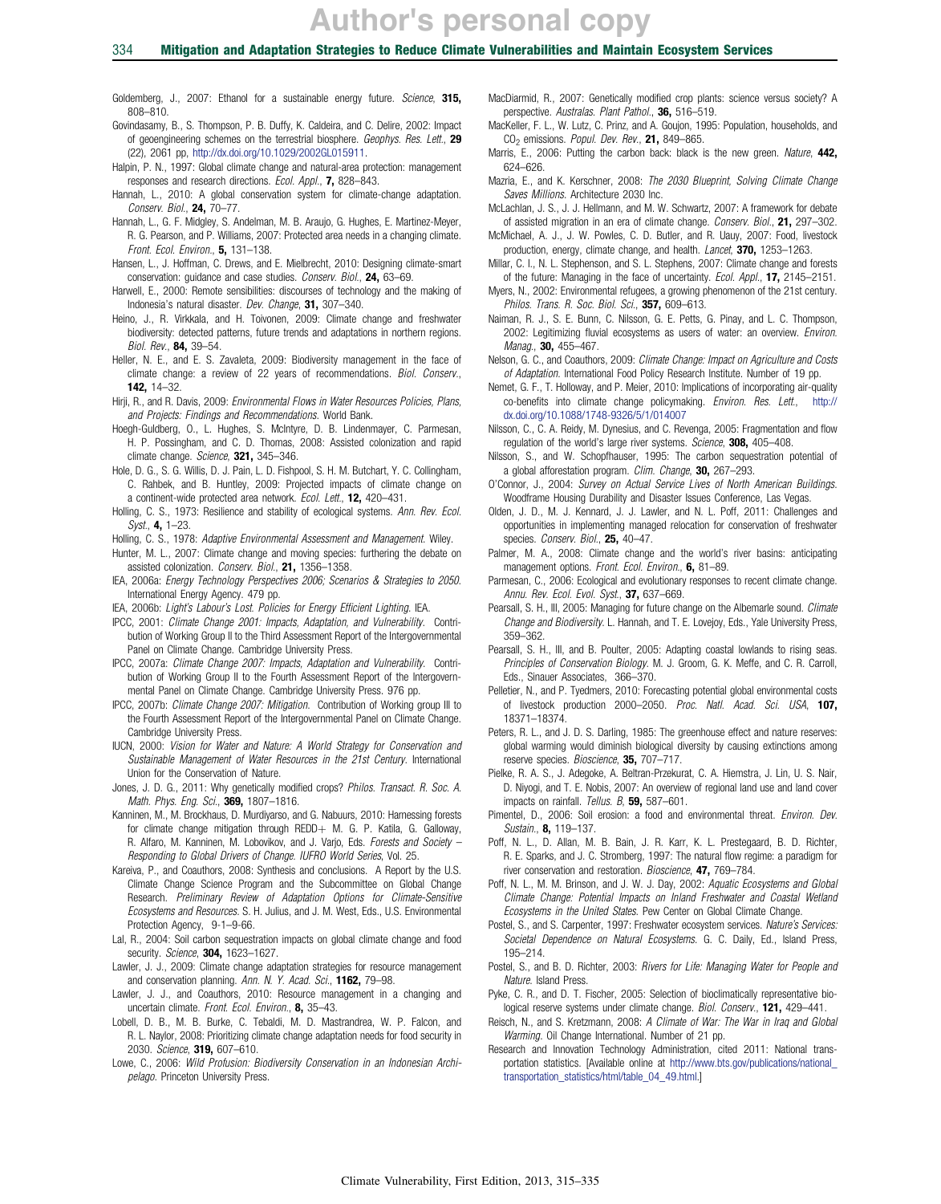Goldemberg, J., 2007: Ethanol for a sustainable energy future. *Science*, **315,** 808–810.

Govindasamy, B., S. Thompson, P. B. Duffy, K. Caldeira, and C. Delire, 2002: Impact of geoengineering schemes on the terrestrial biosphere. *Geophys. Res. Lett.*, **29** (22), 2061 pp, http://dx.doi.org/10.1029/2002GL015911.

Halpin, P. N., 1997: Global climate change and natural-area protection: management responses and research directions. *Ecol. Appl.*, **7,** 828–843.

Hannah, L., 2010: A global conservation system for climate-change adaptation. *Conserv. Biol.*, **24,** 70–77.

Hannah, L., G. F. Midgley, S. Andelman, M. B. Araujo, G. Hughes, E. Martinez-Meyer, R. G. Pearson, and P. Williams, 2007: Protected area needs in a changing climate. *Front. Ecol. Environ.*, **5,** 131–138.

Hansen, L., J. Hoffman, C. Drews, and E. Mielbrecht, 2010: Designing climate-smart conservation: guidance and case studies. *Conserv. Biol.*, **24,** 63–69.

Harwell, E., 2000: Remote sensibilities: discourses of technology and the making of Indonesia's natural disaster. *Dev. Change*, **31,** 307–340.

Heino, J., R. Virkkala, and H. Toivonen, 2009: Climate change and freshwater biodiversity: detected patterns, future trends and adaptations in northern regions. *Biol. Rev.*, **84,** 39–54.

Heller, N. E., and E. S. Zavaleta, 2009: Biodiversity management in the face of climate change: a review of 22 years of recommendations. *Biol. Conserv.*, **142,** 14–32.

Hirji, R., and R. Davis, 2009: *Environmental Flows in Water Resources Policies, Plans, and Projects: Findings and Recommendations*. World Bank.

Hoegh-Guldberg, O., L. Hughes, S. McIntyre, D. B. Lindenmayer, C. Parmesan, H. P. Possingham, and C. D. Thomas, 2008: Assisted colonization and rapid climate change. *Science*, **321,** 345–346.

Hole, D. G., S. G. Willis, D. J. Pain, L. D. Fishpool, S. H. M. Butchart, Y. C. Collingham, C. Rahbek, and B. Huntley, 2009: Projected impacts of climate change on a continent-wide protected area network. *Ecol. Lett.*, **12,** 420–431.

Holling, C. S., 1973: Resilience and stability of ecological systems. *Ann. Rev. Ecol. Syst.*, **4,** 1–23.

Holling, C. S., 1978: *Adaptive Environmental Assessment and Management*. Wiley.

Hunter, M. L., 2007: Climate change and moving species: furthering the debate on assisted colonization. *Conserv. Biol.*, **21,** 1356–1358.

IEA, 2006a: *Energy Technology Perspectives 2006; Scenarios & Strategies to 2050*. International Energy Agency. 479 pp.

IEA, 2006b: *Light's Labour's Lost. Policies for Energy Efficient Lighting*. IEA.

IPCC, 2001: *Climate Change 2001: Impacts, Adaptation, and Vulnerability*. Contribution of Working Group II to the Third Assessment Report of the Intergovernmental Panel on Climate Change. Cambridge University Press.

IPCC, 2007a: *Climate Change 2007: Impacts, Adaptation and Vulnerability*. Contribution of Working Group II to the Fourth Assessment Report of the Intergovernmental Panel on Climate Change. Cambridge University Press. 976 pp.

IPCC, 2007b: *Climate Change 2007: Mitigation*. Contribution of Working group III to the Fourth Assessment Report of the Intergovernmental Panel on Climate Change. Cambridge University Press.

IUCN, 2000: *Vision for Water and Nature: A World Strategy for Conservation and Sustainable Management of Water Resources in the 21st Century*. International Union for the Conservation of Nature.

Jones, J. D. G., 2011: Why genetically modified crops? *Philos. Transact. R. Soc. A. Math. Phys. Eng. Sci.*, **369,** 1807–1816.

Kanninen, M., M. Brockhaus, D. Murdiyarso, and G. Nabuurs, 2010: Harnessing forests for climate change mitigation through REDD+ M. G. P. Katila, G. Galloway, R. Alfaro, M. Kanninen, M. Lobovikov, and J. Varjo, Eds. *Forests and Society – Responding to Global Drivers of Change. IUFRO World Series*, Vol. 25.

Kareiva, P., and Coauthors, 2008: Synthesis and conclusions. A Report by the U.S. Climate Change Science Program and the Subcommittee on Global Change Research. *Preliminary Review of Adaptation Options for Climate-Sensitive Ecosystems and Resources*. S. H. Julius, and J. M. West, Eds., U.S. Environmental Protection Agency, 9-1–9-66.

Lal, R., 2004: Soil carbon sequestration impacts on global climate change and food security. *Science*, **304,** 1623–1627.

Lawler, J. J., 2009: Climate change adaptation strategies for resource management and conservation planning. *Ann. N. Y. Acad. Sci.*, **1162,** 79–98.

Lawler, J. J., and Coauthors, 2010: Resource management in a changing and uncertain climate. *Front. Ecol. Environ.*, **8,** 35–43.

Lobell, D. B., M. B. Burke, C. Tebaldi, M. D. Mastrandrea, W. P. Falcon, and R. L. Naylor, 2008: Prioritizing climate change adaptation needs for food security in 2030. *Science*, **319,** 607–610.

Lowe, C., 2006: *Wild Profusion: Biodiversity Conservation in an Indonesian Archipelago*. Princeton University Press.

MacDiarmid, R., 2007: Genetically modified crop plants: science versus society? A perspective. *Australas. Plant Pathol.*, **36,** 516–519.

MacKeller, F. L., W. Lutz, C. Prinz, and A. Goujon, 1995: Population, households, and $CO_2$ emissions. *Popul. Dev. Rev.*, **21,** 849–865.

Marris, E., 2006: Putting the carbon back: black is the new green. *Nature*, **442,** 624–626.

Mazria, E., and K. Kerschner, 2008: *The 2030 Blueprint, Solving Climate Change Saves Millions*. Architecture 2030 Inc.

McLachlan, J. S., J. J. Hellmann, and M. W. Schwartz, 2007: A framework for debate of assisted migration in an era of climate change. *Conserv. Biol.*, **21,** 297–302.

McMichael, A. J., J. W. Powles, C. D. Butler, and R. Uauy, 2007: Food, livestock production, energy, climate change, and health. *Lancet*, **370,** 1253–1263.

Millar, C. I., N. L. Stephenson, and S. L. Stephens, 2007: Climate change and forests of the future: Managing in the face of uncertainty. *Ecol. Appl.*, **17,** 2145–2151.

Myers, N., 2002: Environmental refugees, a growing phenomenon of the 21st century. *Philos. Trans. R. Soc. Biol. Sci.*, **357,** 609–613.

Naiman, R. J., S. E. Bunn, C. Nilsson, G. E. Petts, G. Pinay, and L. C. Thompson, 2002: Legitimizing fluvial ecosystems as users of water: an overview. *Environ. Manag.*, **30,** 455–467.

Nelson, G. C., and Coauthors, 2009: *Climate Change: Impact on Agriculture and Costs of Adaptation*. International Food Policy Research Institute. Number of 19 pp.

Nemet, G. F., T. Holloway, and P. Meier, 2010: Implications of incorporating air-quality co-benefits into climate change policymaking. *Environ. Res. Lett.*, http://dx.doi.org/10.1088/1748-9326/5/1/014007

Nilsson, C., C. A. Reidy, M. Dynesius, and C. Revenga, 2005: Fragmentation and flow regulation of the world's large river systems. *Science*, **308,** 405–408.

Nilsson, S., and W. Schopfhauser, 1995: The carbon sequestration potential of a global afforestation program. *Clim. Change*, **30,** 267–293.

O'Connor, J., 2004: *Survey on Actual Service Lives of North American Buildings*. Woodframe Housing Durability and Disaster Issues Conference, Las Vegas.

Olden, J. D., M. J. Kennard, J. J. Lawler, and N. L. Poff, 2011: Challenges and opportunities in implementing managed relocation for conservation of freshwater species. *Conserv. Biol.*, **25,** 40–47.

Palmer, M. A., 2008: Climate change and the world's river basins: anticipating management options. *Front. Ecol. Environ.*, **6,** 81–89.

Parmesan, C., 2006: Ecological and evolutionary responses to recent climate change. *Annu. Rev. Ecol. Evol. Syst.*, **37,** 637–669.

Pearsall, S. H., III, 2005: Managing for future change on the Albemarle sound. *Climate Change and Biodiversity*. L. Hannah, and T. E. Lovejoy, Eds., Yale University Press, 359–362.

Pearsall, S. H., III, and B. Poulter, 2005: Adapting coastal lowlands to rising seas. *Principles of Conservation Biology*. M. J. Groom, G. K. Meffe, and C. R. Carroll, Eds., Sinauer Associates, 366–370.

Pelletier, N., and P. Tyedmers, 2010: Forecasting potential global environmental costs of livestock production 2000–2050. *Proc. Natl. Acad. Sci. USA*, **107,** 18371–18374.

Peters, R. L., and J. D. S. Darling, 1985: The greenhouse effect and nature reserves: global warming would diminish biological diversity by causing extinctions among reserve species. *Bioscience*, **35,** 707–717.

Pielke, R. A. S., J. Adegoke, A. Beltran-Przekurat, C. A. Hiemstra, J. Lin, U. S. Nair, D. Niyogi, and T. E. Nobis, 2007: An overview of regional land use and land cover impacts on rainfall. *Tellus. B*, **59,** 587–601.

Pimentel, D., 2006: Soil erosion: a food and environmental threat. *Environ. Dev. Sustain.*, **8,** 119–137.

Poff, N. L., D. Allan, M. B. Bain, J. R. Karr, K. L. Prestegaard, B. D. Richter, R. E. Sparks, and J. C. Stromberg, 1997: The natural flow regime: a paradigm for river conservation and restoration. *Bioscience*, **47,** 769–784.

Poff, N. L., M. M. Brinson, and J. W. J. Day, 2002: *Aquatic Ecosystems and Global Climate Change: Potential Impacts on Inland Freshwater and Coastal Wetland Ecosystems in the United States*. Pew Center on Global Climate Change.

Postel, S., and S. Carpenter, 1997: Freshwater ecosystem services. *Nature's Services: Societal Dependence on Natural Ecosystems*. G. C. Daily, Ed., Island Press, 195–214.

Postel, S., and B. D. Richter, 2003: *Rivers for Life: Managing Water for People and Nature*. Island Press.

Pyke, C. R., and D. T. Fischer, 2005: Selection of bioclimatically representative biological reserve systems under climate change. *Biol. Conserv.*, **121,** 429–441.

Reisch, N., and S. Kretzmann, 2008: *A Climate of War: The War in Iraq and Global Warming*. Oil Change International. Number of 21 pp.

Research and Innovation Technology Administration, cited 2011: National transportation statistics. [Available online at http://www.bts.gov/publications/national_transportation_statistics/html/table_04_49.html.]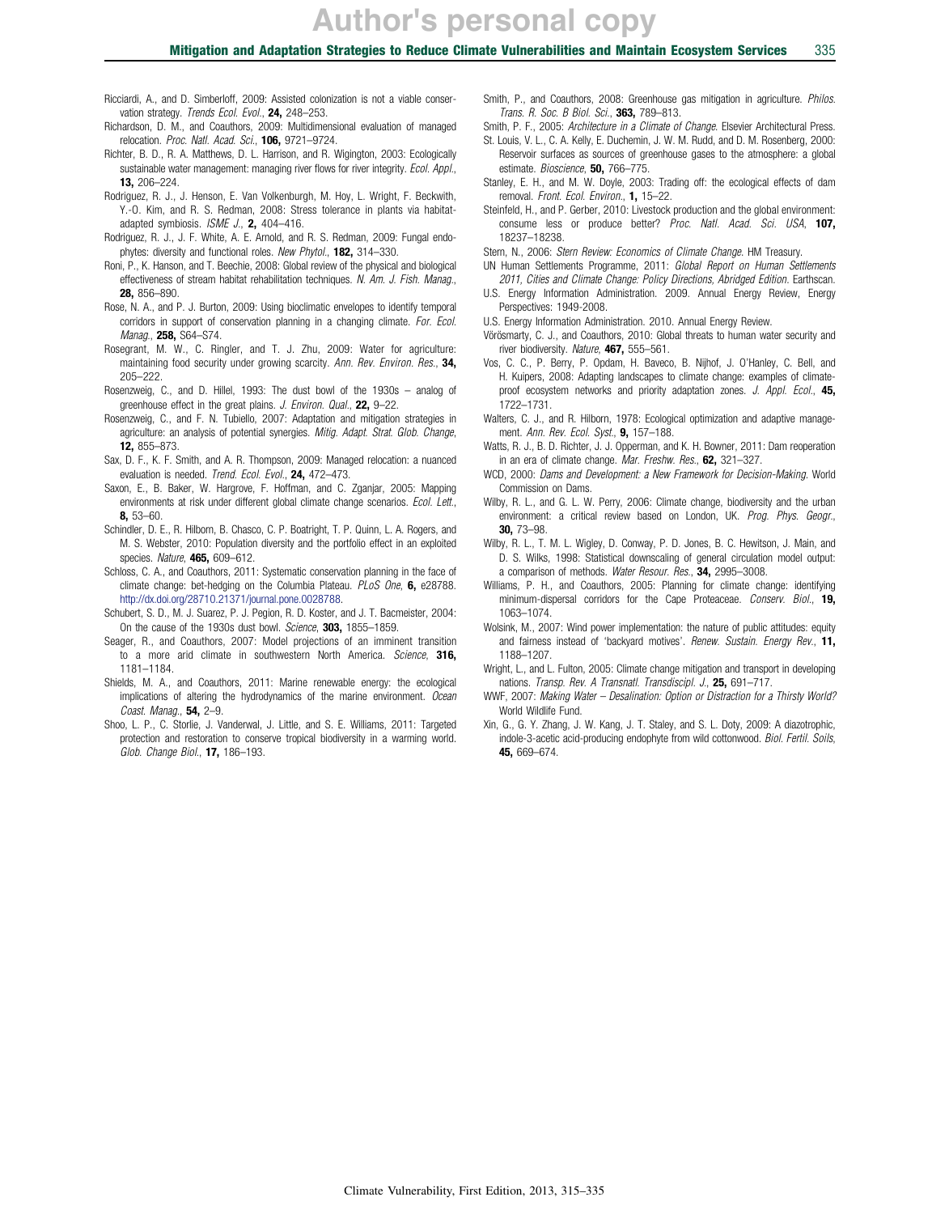Ricciardi, A., and D. Simberloff, 2009: Assisted colonization is not a viable conservation strategy. *Trends Ecol. Evol.*, **24,** 248–253.

Richardson, D. M., and Coauthors, 2009: Multidimensional evaluation of managed relocation. *Proc. Natl. Acad. Sci.*, **106,** 9721–9724.

Richter, B. D., R. A. Matthews, D. L. Harrison, and R. Wigington, 2003: Ecologically sustainable water management: managing river flows for river integrity. *Ecol. Appl.*, **13,** 206–224.

Rodriguez, R. J., J. Henson, E. Van Volkenburgh, M. Hoy, L. Wright, F. Beckwith, Y.-O. Kim, and R. S. Redman, 2008: Stress tolerance in plants via habitat-adapted symbiosis. *ISME J.*, **2,** 404–416.

Rodriguez, R. J., J. F. White, A. E. Arnold, and R. S. Redman, 2009: Fungal endophytes: diversity and functional roles. *New Phytol.*, **182,** 314–330.

Roni, P., K. Hanson, and T. Beechie, 2008: Global review of the physical and biological effectiveness of stream habitat rehabilitation techniques. *N. Am. J. Fish. Manag.*, **28,** 856–890.

Rose, N. A., and P. J. Burton, 2009: Using bioclimatic envelopes to identify temporal corridors in support of conservation planning in a changing climate. *For. Ecol. Manag.*, **258,** S64–S74.

Rosegrant, M. W., C. Ringler, and T. J. Zhu, 2009: Water for agriculture: maintaining food security under growing scarcity. *Ann. Rev. Environ. Res.*, **34,** 205–222.

Rosenzweig, C., and D. Hillel, 1993: The dust bowl of the 1930s – analog of greenhouse effect in the great plains. *J. Environ. Qual.*, **22,** 9–22.

Rosenzweig, C., and F. N. Tubiello, 2007: Adaptation and mitigation strategies in agriculture: an analysis of potential synergies. *Mitig. Adapt. Strat. Glob. Change*, **12,** 855–873.

Sax, D. F., K. F. Smith, and A. R. Thompson, 2009: Managed relocation: a nuanced evaluation is needed. *Trend. Ecol. Evol.*, **24,** 472–473.

Saxon, E., B. Baker, W. Hargrove, F. Hoffman, and C. Zganjar, 2005: Mapping environments at risk under different global climate change scenarios. *Ecol. Lett.*, **8,** 53–60.

Schindler, D. E., R. Hilborn, B. Chasco, C. P. Boatright, T. P. Quinn, L. A. Rogers, and M. S. Webster, 2010: Population diversity and the portfolio effect in an exploited species. *Nature*, **465,** 609–612.

Schloss, C. A., and Coauthors, 2011: Systematic conservation planning in the face of climate change: bet-hedging on the Columbia Plateau. *PLoS One*, **6,** e28788. http://dx.doi.org/28710.21371/journal.pone.0028788.

Schubert, S. D., M. J. Suarez, P. J. Pegion, R. D. Koster, and J. T. Bacmeister, 2004: On the cause of the 1930s dust bowl. *Science*, **303,** 1855–1859.

Seager, R., and Coauthors, 2007: Model projections of an imminent transition to a more arid climate in southwestern North America. *Science,* **316,** 1181–1184.

Shields, M. A., and Coauthors, 2011: Marine renewable energy: the ecological implications of altering the hydrodynamics of the marine environment. *Ocean Coast. Manag.*, **54,** 2–9.

Shoo, L. P., C. Storlie, J. Vanderwal, J. Little, and S. E. Williams, 2011: Targeted protection and restoration to conserve tropical biodiversity in a warming world. *Glob. Change Biol.*, **17,** 186–193.

Smith, P., and Coauthors, 2008: Greenhouse gas mitigation in agriculture. *Philos. Trans. R. Soc. B Biol. Sci.*, **363,** 789–813.

Smith, P. F., 2005: *Architecture in a Climate of Change*. Elsevier Architectural Press.

St. Louis, V. L., C. A. Kelly, E. Duchemin, J. W. M. Rudd, and D. M. Rosenberg, 2000: Reservoir surfaces as sources of greenhouse gases to the atmosphere: a global estimate. *Bioscience*, **50,** 766–775.

Stanley, E. H., and M. W. Doyle, 2003: Trading off: the ecological effects of dam removal. *Front. Ecol. Environ.*, **1,** 15–22.

Steinfeld, H., and P. Gerber, 2010: Livestock production and the global environment: consume less or produce better? *Proc. Natl. Acad. Sci. USA*, **107,** 18237–18238.

Stern, N., 2006: *Stern Review: Economics of Climate Change*. HM Treasury.

UN Human Settlements Programme, 2011: *Global Report on Human Settlements 2011, Cities and Climate Change: Policy Directions, Abridged Edition*. Earthscan.

U.S. Energy Information Administration. 2009. Annual Energy Review, Energy Perspectives: 1949-2008.

U.S. Energy Information Administration. 2010. Annual Energy Review.

Vörösmarty, C. J., and Coauthors, 2010: Global threats to human water security and river biodiversity. *Nature*, **467,** 555–561.

Vos, C. C., P. Berry, P. Opdam, H. Baveco, B. Nijhof, J. O'Hanley, C. Bell, and H. Kuipers, 2008: Adapting landscapes to climate change: examples of climate-proof ecosystem networks and priority adaptation zones. *J. Appl. Ecol.*, **45,** 1722–1731.

Walters, C. J., and R. Hilborn, 1978: Ecological optimization and adaptive management. *Ann. Rev. Ecol. Syst.*, **9,** 157–188.

Watts, R. J., B. D. Richter, J. J. Opperman, and K. H. Bowner, 2011: Dam reoperation in an era of climate change. *Mar. Freshw. Res.*, **62,** 321–327.

WCD, 2000: *Dams and Development: a New Framework for Decision-Making*. World Commission on Dams.

Wilby, R. L., and G. L. W. Perry, 2006: Climate change, biodiversity and the urban environment: a critical review based on London, UK. *Prog. Phys. Geogr.*, **30,** 73–98.

Wilby, R. L., T. M. L. Wigley, D. Conway, P. D. Jones, B. C. Hewitson, J. Main, and D. S. Wilks, 1998: Statistical downscaling of general circulation model output: a comparison of methods. *Water Resour. Res.*, **34,** 2995–3008.

Williams, P. H., and Coauthors, 2005: Planning for climate change: identifying minimum-dispersal corridors for the Cape Proteaceae. *Conserv. Biol.*, **19,** 1063–1074.

Wolsink, M., 2007: Wind power implementation: the nature of public attitudes: equity and fairness instead of 'backyard motives'. *Renew. Sustain. Energy Rev.*, **11,** 1188–1207.

Wright, L., and L. Fulton, 2005: Climate change mitigation and transport in developing nations. *Transp. Rev. A Transnatl. Transdiscipl. J.*, **25,** 691–717.

WWF, 2007: *Making Water – Desalination: Option or Distraction for a Thirsty World?* World Wildlife Fund.

Xin, G., G. Y. Zhang, J. W. Kang, J. T. Staley, and S. L. Doty, 2009: A diazotrophic, indole-3-acetic acid-producing endophyte from wild cottonwood. *Biol. Fertil. Soils*, **45,** 669–674.